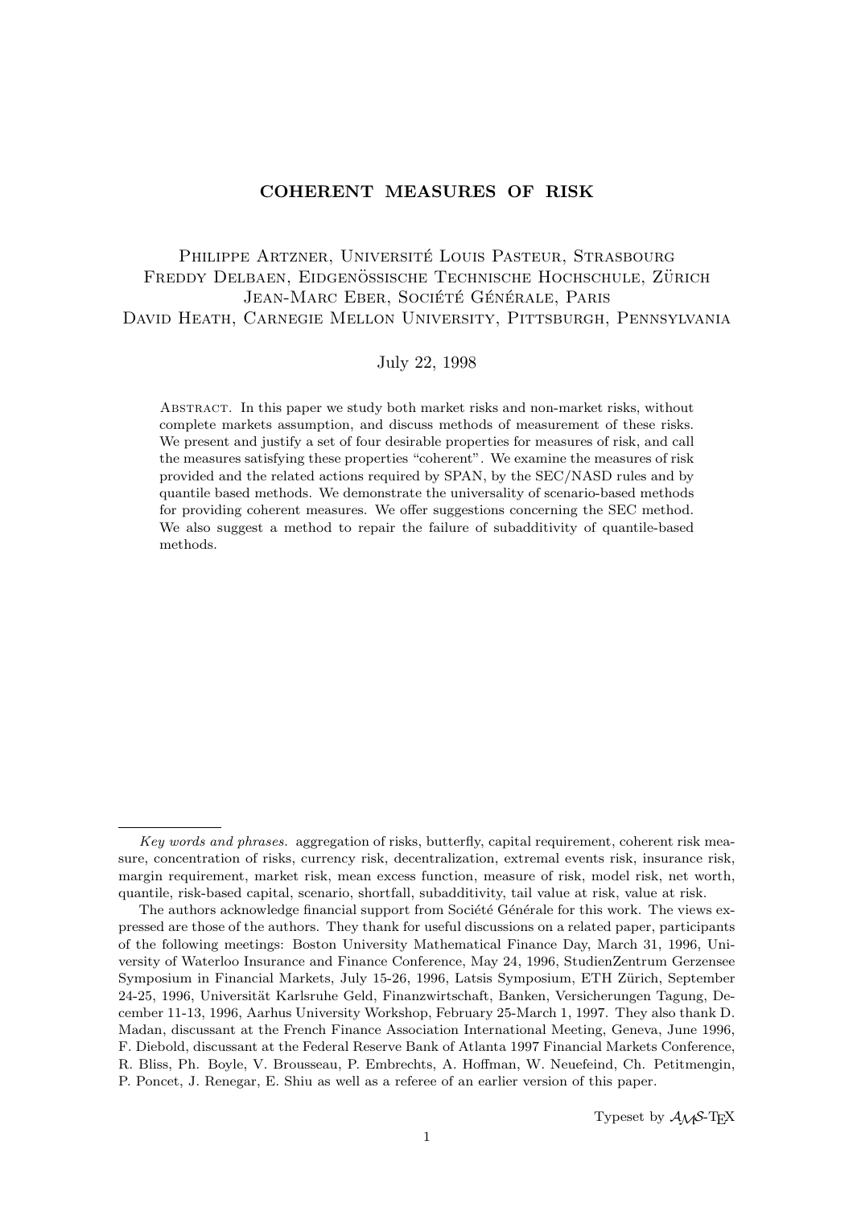# COHERENT MEASURES OF RISK

Philippe Artzner, Université Louis Pasteur, Strasbourg
Freddy Delbaen, Eidgenössische Technische Hochschule, Zürich
Jean-Marc Eber, Société Générale, Paris
David Heath, Carnegie Mellon University, Pittsburgh, Pennsylvania

July 22, 1998

Abstract. In this paper we study both market risks and non-market risks, without complete markets assumption, and discuss methods of measurement of these risks. We present and justify a set of four desirable properties for measures of risk, and call the measures satisfying these properties "coherent". We examine the measures of risk provided and the related actions required by SPAN, by the SEC/NASD rules and by quantile based methods. We demonstrate the universality of scenario-based methods for providing coherent measures. We offer suggestions concerning the SEC method. We also suggest a method to repair the failure of subadditivity of quantile-based methods.

---

*Key words and phrases.* aggregation of risks, butterfly, capital requirement, coherent risk measure, concentration of risks, currency risk, decentralization, extremal events risk, insurance risk, margin requirement, market risk, mean excess function, measure of risk, model risk, net worth, quantile, risk-based capital, scenario, shortfall, subadditivity, tail value at risk, value at risk.

The authors acknowledge financial support from Société Générale for this work. The views expressed are those of the authors. They thank for useful discussions on a related paper, participants of the following meetings: Boston University Mathematical Finance Day, March 31, 1996, University of Waterloo Insurance and Finance Conference, May 24, 1996, StudienZentrum Gerzensee Symposium in Financial Markets, July 15-26, 1996, Latsis Symposium, ETH Zürich, September 24-25, 1996, Universität Karlsruhe Geld, Finanzwirtschaft, Banken, Versicherungen Tagung, December 11-13, 1996, Aarhus University Workshop, February 25-March 1, 1997. They also thank D. Madan, discussant at the French Finance Association International Meeting, Geneva, June 1996, F. Diebold, discussant at the Federal Reserve Bank of Atlanta 1997 Financial Markets Conference, R. Bliss, Ph. Boyle, V. Brousseau, P. Embrechts, A. Hoffman, W. Neuefeind, Ch. Petitmengin, P. Poncet, J. Renegar, E. Shiu as well as a referee of an earlier version of this paper.

Typeset by $\mathcal{A}_{\mathcal{M}}\mathcal{S}$-TEX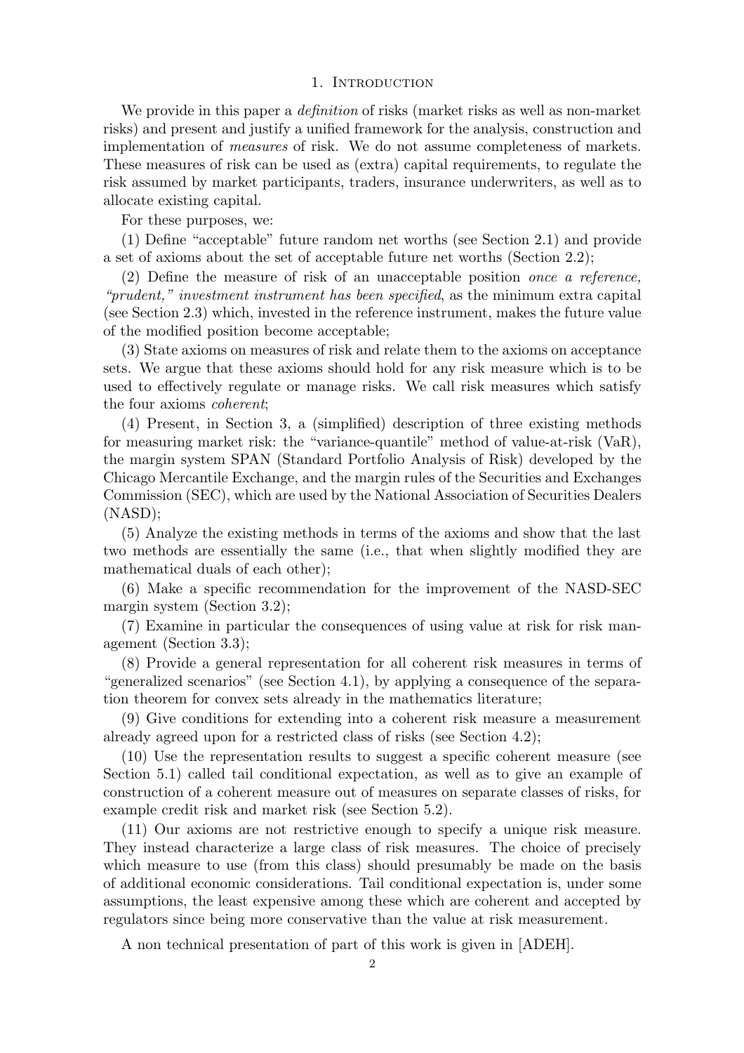# 1. Introduction

We provide in this paper a *definition* of risks (market risks as well as non-market risks) and present and justify a unified framework for the analysis, construction and implementation of *measures* of risk. We do not assume completeness of markets. These measures of risk can be used as (extra) capital requirements, to regulate the risk assumed by market participants, traders, insurance underwriters, as well as to allocate existing capital.

For these purposes, we:

(1) Define "acceptable" future random net worths (see Section 2.1) and provide a set of axioms about the set of acceptable future net worths (Section 2.2);

(2) Define the measure of risk of an unacceptable position *once a reference, "prudent," investment instrument has been specified*, as the minimum extra capital (see Section 2.3) which, invested in the reference instrument, makes the future value of the modified position become acceptable;

(3) State axioms on measures of risk and relate them to the axioms on acceptance sets. We argue that these axioms should hold for any risk measure which is to be used to effectively regulate or manage risks. We call risk measures which satisfy the four axioms *coherent*;

(4) Present, in Section 3, a (simplified) description of three existing methods for measuring market risk: the "variance-quantile" method of value-at-risk (VaR), the margin system SPAN (Standard Portfolio Analysis of Risk) developed by the Chicago Mercantile Exchange, and the margin rules of the Securities and Exchanges Commission (SEC), which are used by the National Association of Securities Dealers (NASD);

(5) Analyze the existing methods in terms of the axioms and show that the last two methods are essentially the same (i.e., that when slightly modified they are mathematical duals of each other);

(6) Make a specific recommendation for the improvement of the NASD-SEC margin system (Section 3.2);

(7) Examine in particular the consequences of using value at risk for risk management (Section 3.3);

(8) Provide a general representation for all coherent risk measures in terms of "generalized scenarios" (see Section 4.1), by applying a consequence of the separation theorem for convex sets already in the mathematics literature;

(9) Give conditions for extending into a coherent risk measure a measurement already agreed upon for a restricted class of risks (see Section 4.2);

(10) Use the representation results to suggest a specific coherent measure (see Section 5.1) called tail conditional expectation, as well as to give an example of construction of a coherent measure out of measures on separate classes of risks, for example credit risk and market risk (see Section 5.2).

(11) Our axioms are not restrictive enough to specify a unique risk measure. They instead characterize a large class of risk measures. The choice of precisely which measure to use (from this class) should presumably be made on the basis of additional economic considerations. Tail conditional expectation is, under some assumptions, the least expensive among these which are coherent and accepted by regulators since being more conservative than the value at risk measurement.

A non technical presentation of part of this work is given in [ADEH].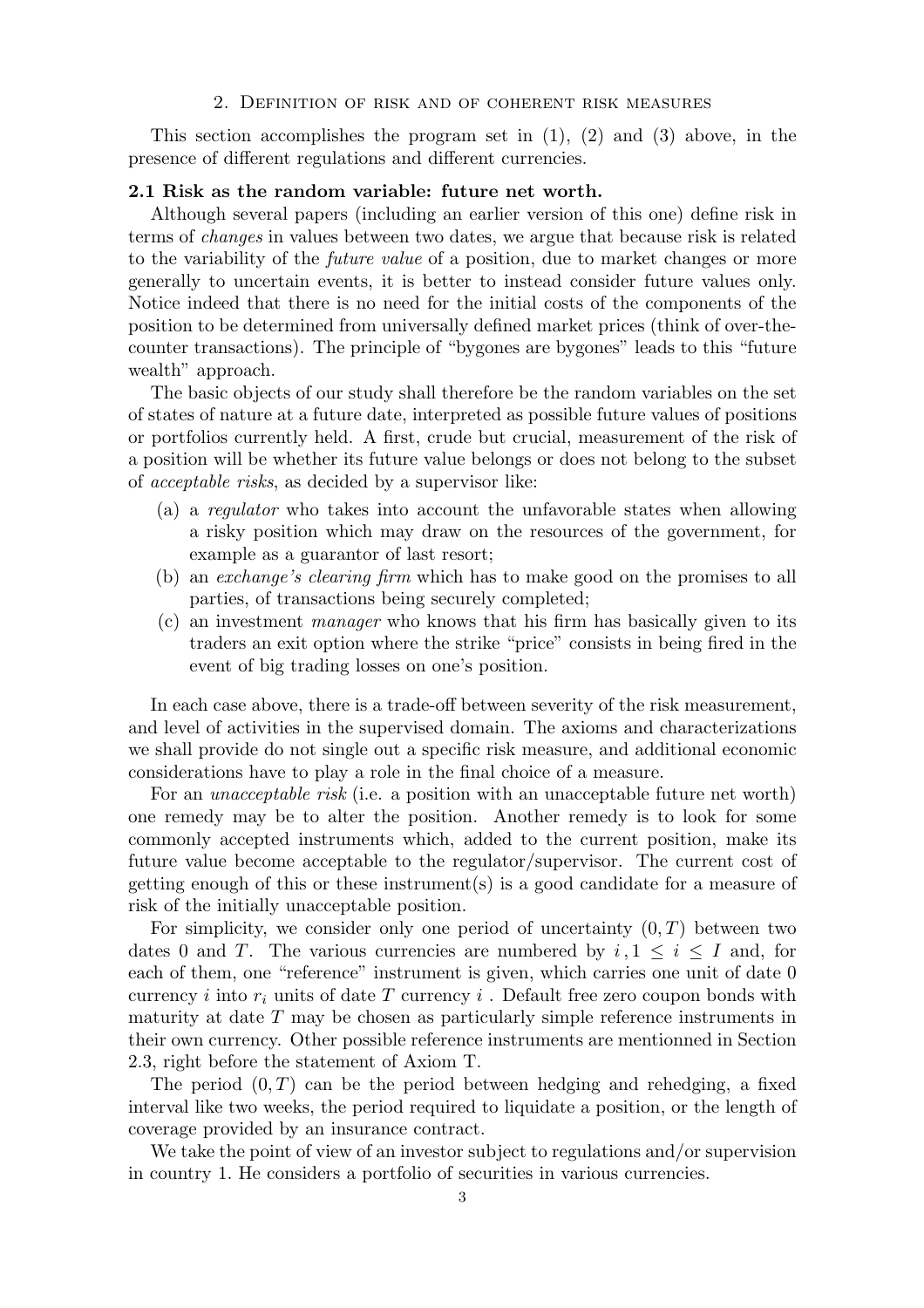## 2. Definition of risk and of coherent risk measures

This section accomplishes the program set in (1), (2) and (3) above, in the presence of different regulations and different currencies.

### 2.1 Risk as the random variable: future net worth.

Although several papers (including an earlier version of this one) define risk in terms of *changes* in values between two dates, we argue that because risk is related to the variability of the *future value* of a position, due to market changes or more generally to uncertain events, it is better to instead consider future values only. Notice indeed that there is no need for the initial costs of the components of the position to be determined from universally defined market prices (think of over-the-counter transactions). The principle of "bygones are bygones" leads to this "future wealth" approach.

The basic objects of our study shall therefore be the random variables on the set of states of nature at a future date, interpreted as possible future values of positions or portfolios currently held. A first, crude but crucial, measurement of the risk of a position will be whether its future value belongs or does not belong to the subset of *acceptable risks*, as decided by a supervisor like:

(a) a *regulator* who takes into account the unfavorable states when allowing a risky position which may draw on the resources of the government, for example as a guarantor of last resort;

(b) an *exchange's clearing firm* which has to make good on the promises to all parties, of transactions being securely completed;

(c) an investment *manager* who knows that his firm has basically given to its traders an exit option where the strike "price" consists in being fired in the event of big trading losses on one's position.

In each case above, there is a trade-off between severity of the risk measurement, and level of activities in the supervised domain. The axioms and characterizations we shall provide do not single out a specific risk measure, and additional economic considerations have to play a role in the final choice of a measure.

For an *unacceptable risk* (i.e. a position with an unacceptable future net worth) one remedy may be to alter the position. Another remedy is to look for some commonly accepted instruments which, added to the current position, make its future value become acceptable to the regulator/supervisor. The current cost of getting enough of this or these instrument(s) is a good candidate for a measure of risk of the initially unacceptable position.

For simplicity, we consider only one period of uncertainty $(0, T)$ between two dates 0 and $T$. The various currencies are numbered by $i, 1 \leq i \leq I$ and, for each of them, one "reference" instrument is given, which carries one unit of date 0 currency $i$ into $r_i$ units of date $T$ currency $i$. Default free zero coupon bonds with maturity at date $T$ may be chosen as particularly simple reference instruments in their own currency. Other possible reference instruments are mentionned in Section 2.3, right before the statement of Axiom T.

The period $(0, T)$ can be the period between hedging and rehedging, a fixed interval like two weeks, the period required to liquidate a position, or the length of coverage provided by an insurance contract.

We take the point of view of an investor subject to regulations and/or supervision in country 1. He considers a portfolio of securities in various currencies.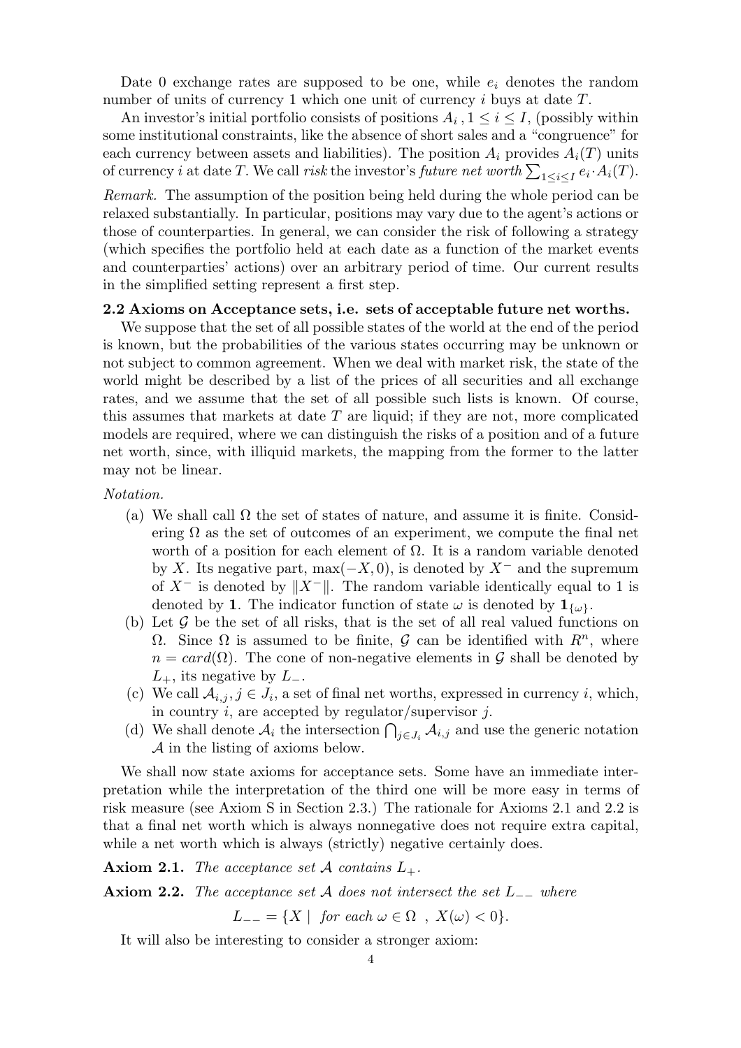Date 0 exchange rates are supposed to be one, while $e_i$ denotes the random number of units of currency 1 which one unit of currency $i$ buys at date $T$.

An investor's initial portfolio consists of positions $A_i \, , 1 \leq i \leq I$, (possibly within some institutional constraints, like the absence of short sales and a "congruence" for each currency between assets and liabilities). The position $A_i$ provides $A_i(T)$ units of currency $i$ at date $T$. We call *risk* the investor's *future net worth* $\sum_{1 \leq i \leq I} e_i \cdot A_i(T)$.

*Remark.* The assumption of the position being held during the whole period can be relaxed substantially. In particular, positions may vary due to the agent's actions or those of counterparties. In general, we can consider the risk of following a strategy (which specifies the portfolio held at each date as a function of the market events and counterparties' actions) over an arbitrary period of time. Our current results in the simplified setting represent a first step.

**2.2 Axioms on Acceptance sets, i.e. sets of acceptable future net worths.**

We suppose that the set of all possible states of the world at the end of the period is known, but the probabilities of the various states occurring may be unknown or not subject to common agreement. When we deal with market risk, the state of the world might be described by a list of the prices of all securities and all exchange rates, and we assume that the set of all possible such lists is known. Of course, this assumes that markets at date $T$ are liquid; if they are not, more complicated models are required, where we can distinguish the risks of a position and of a future net worth, since, with illiquid markets, the mapping from the former to the latter may not be linear.

*Notation.*

(a) We shall call $\Omega$ the set of states of nature, and assume it is finite. Considering $\Omega$ as the set of outcomes of an experiment, we compute the final net worth of a position for each element of $\Omega$. It is a random variable denoted by $X$. Its negative part, $\max(-X, 0)$, is denoted by $X^-$ and the supremum of $X^-$ is denoted by $\|X^-\|$. The random variable identically equal to 1 is denoted by $\mathbf{1}$. The indicator function of state $\omega$ is denoted by $\mathbf{1}_{\{\omega\}}$.

(b) Let $\mathcal{G}$ be the set of all risks, that is the set of all real valued functions on $\Omega$. Since $\Omega$ is assumed to be finite, $\mathcal{G}$ can be identified with $R^n$, where $n = card(\Omega)$. The cone of non-negative elements in $\mathcal{G}$ shall be denoted by $L_+$, its negative by $L_-$.

(c) We call $\mathcal{A}_{i,j}, j \in J_i$, a set of final net worths, expressed in currency $i$, which, in country $i$, are accepted by regulator/supervisor $j$.

(d) We shall denote $\mathcal{A}_i$ the intersection $\bigcap_{j \in J_i} \mathcal{A}_{i,j}$ and use the generic notation $\mathcal{A}$ in the listing of axioms below.

We shall now state axioms for acceptance sets. Some have an immediate interpretation while the interpretation of the third one will be more easy in terms of risk measure (see Axiom S in Section 2.3.) The rationale for Axioms 2.1 and 2.2 is that a final net worth which is always nonnegative does not require extra capital, while a net worth which is always (strictly) negative certainly does.

**Axiom 2.1.** *The acceptance set $\mathcal{A}$ contains $L_+$.*

**Axiom 2.2.** *The acceptance set $\mathcal{A}$ does not intersect the set $L_{--}$ where*

$$L_{--} = \{X \mid \text{ for each } \omega \in \Omega \; , \; X(\omega) < 0\}.$$

It will also be interesting to consider a stronger axiom: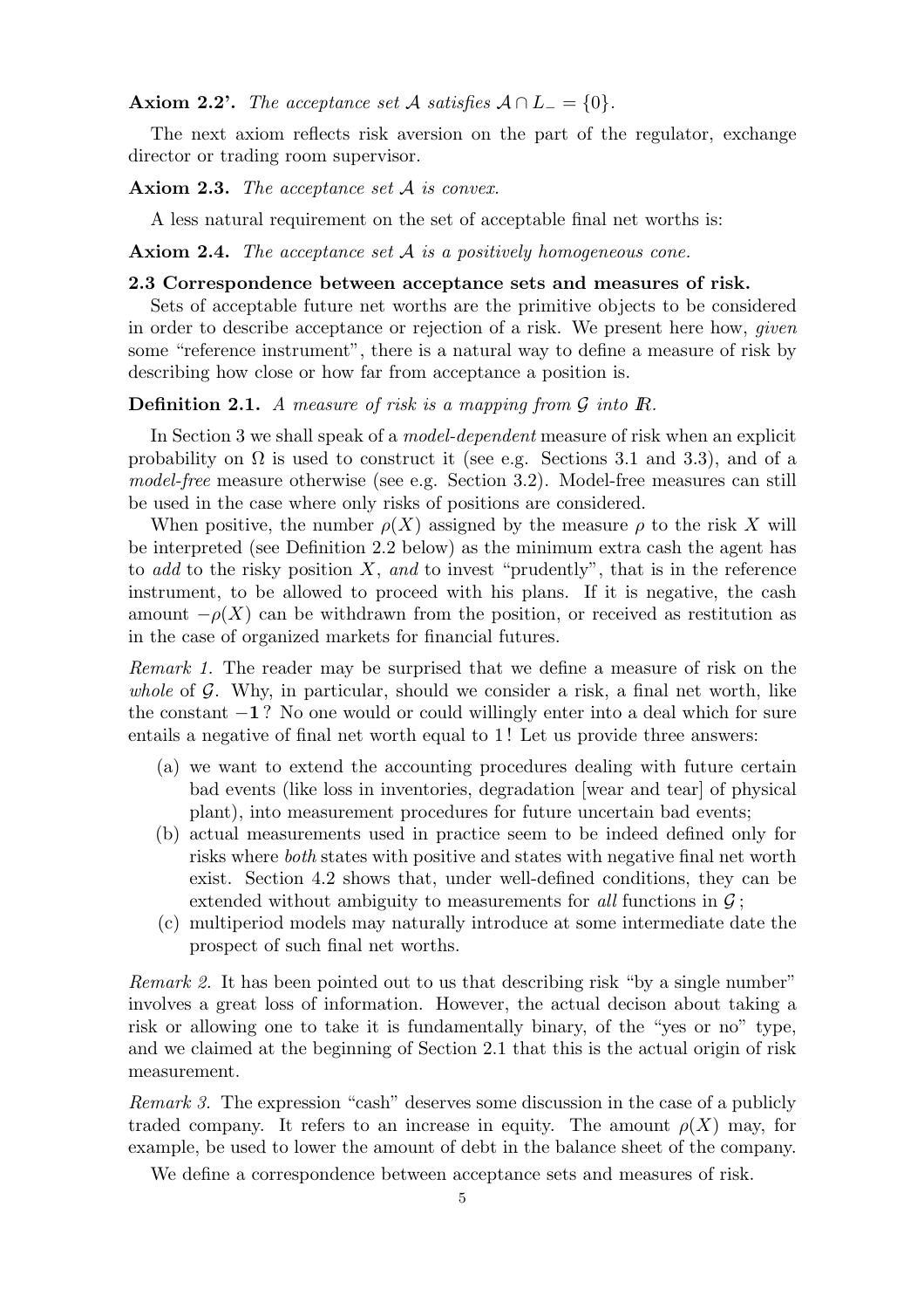**Axiom 2.2'.** *The acceptance set* $\mathcal{A}$ *satisfies* $\mathcal{A} \cap L_- = \{0\}$.

The next axiom reflects risk aversion on the part of the regulator, exchange director or trading room supervisor.

**Axiom 2.3.** *The acceptance set* $\mathcal{A}$ *is convex.*

A less natural requirement on the set of acceptable final net worths is:

**Axiom 2.4.** *The acceptance set* $\mathcal{A}$ *is a positively homogeneous cone.*

### 2.3 Correspondence between acceptance sets and measures of risk.

Sets of acceptable future net worths are the primitive objects to be considered in order to describe acceptance or rejection of a risk. We present here how, *given* some "reference instrument", there is a natural way to define a measure of risk by describing how close or how far from acceptance a position is.

**Definition 2.1.** *A measure of risk is a mapping from* $\mathcal{G}$ *into* $\mathbb{R}$.

In Section 3 we shall speak of a *model-dependent* measure of risk when an explicit probability on $\Omega$ is used to construct it (see e.g. Sections 3.1 and 3.3), and of a *model-free* measure otherwise (see e.g. Section 3.2). Model-free measures can still be used in the case where only risks of positions are considered.

When positive, the number $\rho(X)$ assigned by the measure $\rho$ to the risk $X$ will be interpreted (see Definition 2.2 below) as the minimum extra cash the agent has to *add* to the risky position $X$, *and* to invest "prudently", that is in the reference instrument, to be allowed to proceed with his plans. If it is negative, the cash amount $-\rho(X)$ can be withdrawn from the position, or received as restitution as in the case of organized markets for financial futures.

*Remark 1.* The reader may be surprised that we define a measure of risk on the *whole* of $\mathcal{G}$. Why, in particular, should we consider a risk, a final net worth, like the constant $-\mathbf{1}$? No one would or could willingly enter into a deal which for sure entails a negative of final net worth equal to 1! Let us provide three answers:

(a) we want to extend the accounting procedures dealing with future certain bad events (like loss in inventories, degradation [wear and tear] of physical plant), into measurement procedures for future uncertain bad events;

(b) actual measurements used in practice seem to be indeed defined only for risks where *both* states with positive and states with negative final net worth exist. Section 4.2 shows that, under well-defined conditions, they can be extended without ambiguity to measurements for *all* functions in $\mathcal{G}$;

(c) multiperiod models may naturally introduce at some intermediate date the prospect of such final net worths.

*Remark 2.* It has been pointed out to us that describing risk "by a single number" involves a great loss of information. However, the actual decison about taking a risk or allowing one to take it is fundamentally binary, of the "yes or no" type, and we claimed at the beginning of Section 2.1 that this is the actual origin of risk measurement.

*Remark 3.* The expression "cash" deserves some discussion in the case of a publicly traded company. It refers to an increase in equity. The amount $\rho(X)$ may, for example, be used to lower the amount of debt in the balance sheet of the company.

We define a correspondence between acceptance sets and measures of risk.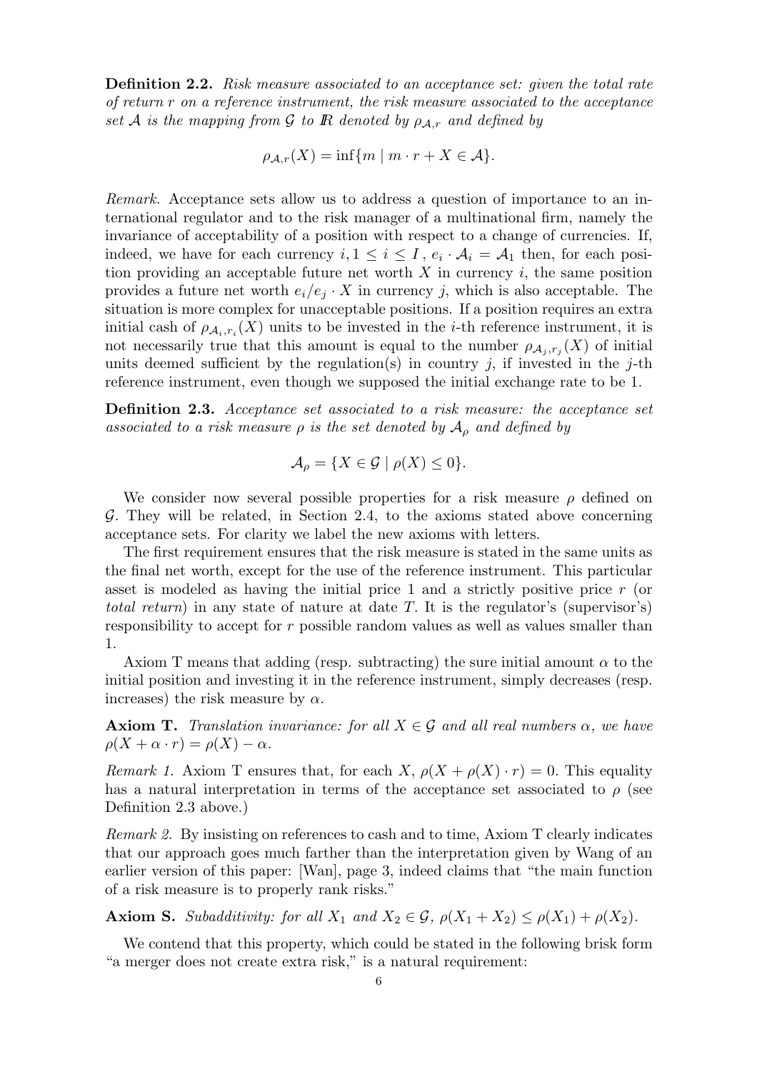**Definition 2.2.** *Risk measure associated to an acceptance set: given the total rate of return $r$ on a reference instrument, the risk measure associated to the acceptance set $\mathcal{A}$ is the mapping from $\mathcal{G}$ to $I\!R$ denoted by $\rho_{\mathcal{A},r}$ and defined by*

$$\rho_{\mathcal{A},r}(X) = \inf\{m \mid m \cdot r + X \in \mathcal{A}\}.$$

*Remark.* Acceptance sets allow us to address a question of importance to an international regulator and to the risk manager of a multinational firm, namely the invariance of acceptability of a position with respect to a change of currencies. If, indeed, we have for each currency $i, 1 \leq i \leq I$, $e_i \cdot \mathcal{A}_i = \mathcal{A}_1$ then, for each position providing an acceptable future net worth $X$ in currency $i$, the same position provides a future net worth $e_i/e_j \cdot X$ in currency $j$, which is also acceptable. The situation is more complex for unacceptable positions. If a position requires an extra initial cash of $\rho_{\mathcal{A}_i,r_i}(X)$ units to be invested in the $i$-th reference instrument, it is not necessarily true that this amount is equal to the number $\rho_{\mathcal{A}_j,r_j}(X)$ of initial units deemed sufficient by the regulation(s) in country $j$, if invested in the $j$-th reference instrument, even though we supposed the initial exchange rate to be 1.

**Definition 2.3.** *Acceptance set associated to a risk measure: the acceptance set associated to a risk measure $\rho$ is the set denoted by $\mathcal{A}_\rho$ and defined by*

$$\mathcal{A}_\rho = \{X \in \mathcal{G} \mid \rho(X) \leq 0\}.$$

We consider now several possible properties for a risk measure $\rho$ defined on $\mathcal{G}$. They will be related, in Section 2.4, to the axioms stated above concerning acceptance sets. For clarity we label the new axioms with letters.

The first requirement ensures that the risk measure is stated in the same units as the final net worth, except for the use of the reference instrument. This particular asset is modeled as having the initial price 1 and a strictly positive price $r$ (or *total return*) in any state of nature at date $T$. It is the regulator's (supervisor's) responsibility to accept for $r$ possible random values as well as values smaller than 1.

Axiom T means that adding (resp. subtracting) the sure initial amount $\alpha$ to the initial position and investing it in the reference instrument, simply decreases (resp. increases) the risk measure by $\alpha$.

**Axiom T.** *Translation invariance: for all $X \in \mathcal{G}$ and all real numbers $\alpha$, we have $\rho(X + \alpha \cdot r) = \rho(X) - \alpha$.*

*Remark 1.* Axiom T ensures that, for each $X$, $\rho(X + \rho(X) \cdot r) = 0$. This equality has a natural interpretation in terms of the acceptance set associated to $\rho$ (see Definition 2.3 above.)

*Remark 2.* By insisting on references to cash and to time, Axiom T clearly indicates that our approach goes much farther than the interpretation given by Wang of an earlier version of this paper: [Wan], page 3, indeed claims that "the main function of a risk measure is to properly rank risks."

**Axiom S.** *Subadditivity: for all $X_1$ and $X_2 \in \mathcal{G}$, $\rho(X_1 + X_2) \leq \rho(X_1) + \rho(X_2)$.*

We contend that this property, which could be stated in the following brisk form "a merger does not create extra risk," is a natural requirement: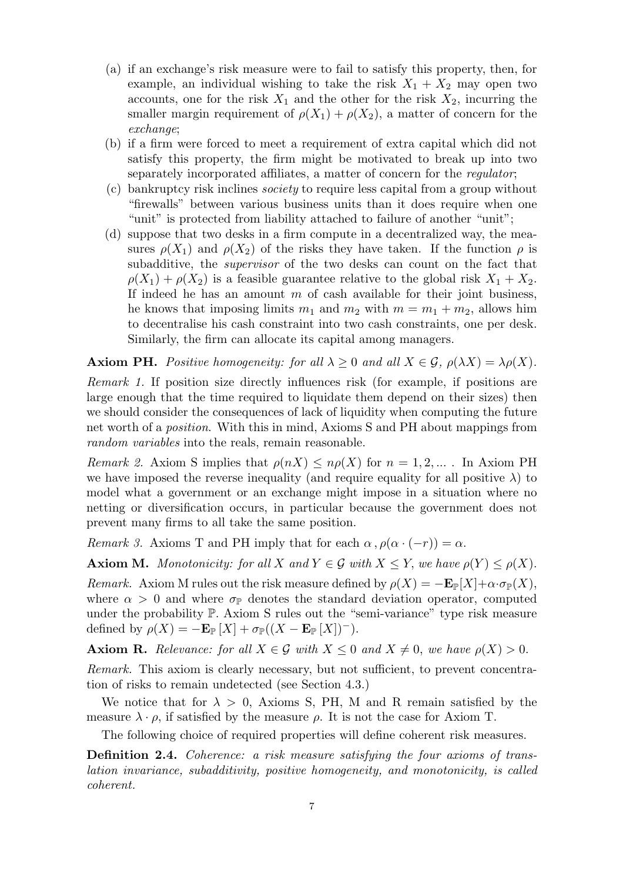(a) if an exchange's risk measure were to fail to satisfy this property, then, for example, an individual wishing to take the risk $X_1 + X_2$ may open two accounts, one for the risk $X_1$ and the other for the risk $X_2$, incurring the smaller margin requirement of $\rho(X_1) + \rho(X_2)$, a matter of concern for the *exchange*;

(b) if a firm were forced to meet a requirement of extra capital which did not satisfy this property, the firm might be motivated to break up into two separately incorporated affiliates, a matter of concern for the *regulator*;

(c) bankruptcy risk inclines *society* to require less capital from a group without "firewalls" between various business units than it does require when one "unit" is protected from liability attached to failure of another "unit";

(d) suppose that two desks in a firm compute in a decentralized way, the measures $\rho(X_1)$ and $\rho(X_2)$ of the risks they have taken. If the function $\rho$ is subadditive, the *supervisor* of the two desks can count on the fact that $\rho(X_1) + \rho(X_2)$ is a feasible guarantee relative to the global risk $X_1 + X_2$. If indeed he has an amount $m$ of cash available for their joint business, he knows that imposing limits $m_1$ and $m_2$ with $m = m_1 + m_2$, allows him to decentralise his cash constraint into two cash constraints, one per desk. Similarly, the firm can allocate its capital among managers.

**Axiom PH.** *Positive homogeneity: for all $\lambda \geq 0$ and all $X \in \mathcal{G}$, $\rho(\lambda X) = \lambda \rho(X)$.*

*Remark 1.* If position size directly influences risk (for example, if positions are large enough that the time required to liquidate them depend on their sizes) then we should consider the consequences of lack of liquidity when computing the future net worth of a *position*. With this in mind, Axioms S and PH about mappings from *random variables* into the reals, remain reasonable.

*Remark 2.* Axiom S implies that $\rho(nX) \leq n\rho(X)$ for $n = 1, 2, \ldots$ . In Axiom PH we have imposed the reverse inequality (and require equality for all positive $\lambda$) to model what a government or an exchange might impose in a situation where no netting or diversification occurs, in particular because the government does not prevent many firms to all take the same position.

*Remark 3.* Axioms T and PH imply that for each $\alpha$ , $\rho(\alpha \cdot (-r)) = \alpha$.

**Axiom M.** *Monotonicity: for all $X$ and $Y \in \mathcal{G}$ with $X \leq Y$, we have $\rho(Y) \leq \rho(X)$.*

*Remark.* Axiom M rules out the risk measure defined by $\rho(X) = -\mathbf{E}_{\mathbb{P}}[X] + \alpha \cdot \sigma_{\mathbb{P}}(X)$, where $\alpha > 0$ and where $\sigma_{\mathbb{P}}$ denotes the standard deviation operator, computed under the probability $\mathbb{P}$. Axiom S rules out the "semi-variance" type risk measure defined by $\rho(X) = -\mathbf{E}_{\mathbb{P}}[X] + \sigma_{\mathbb{P}}((X - \mathbf{E}_{\mathbb{P}}[X])^-)$.

**Axiom R.** *Relevance: for all $X \in \mathcal{G}$ with $X \leq 0$ and $X \neq 0$, we have $\rho(X) > 0$.*

*Remark.* This axiom is clearly necessary, but not sufficient, to prevent concentration of risks to remain undetected (see Section 4.3.)

We notice that for $\lambda > 0$, Axioms S, PH, M and R remain satisfied by the measure $\lambda \cdot \rho$, if satisfied by the measure $\rho$. It is not the case for Axiom T.

The following choice of required properties will define coherent risk measures.

**Definition 2.4.** *Coherence: a risk measure satisfying the four axioms of translation invariance, subadditivity, positive homogeneity, and monotonicity, is called coherent.*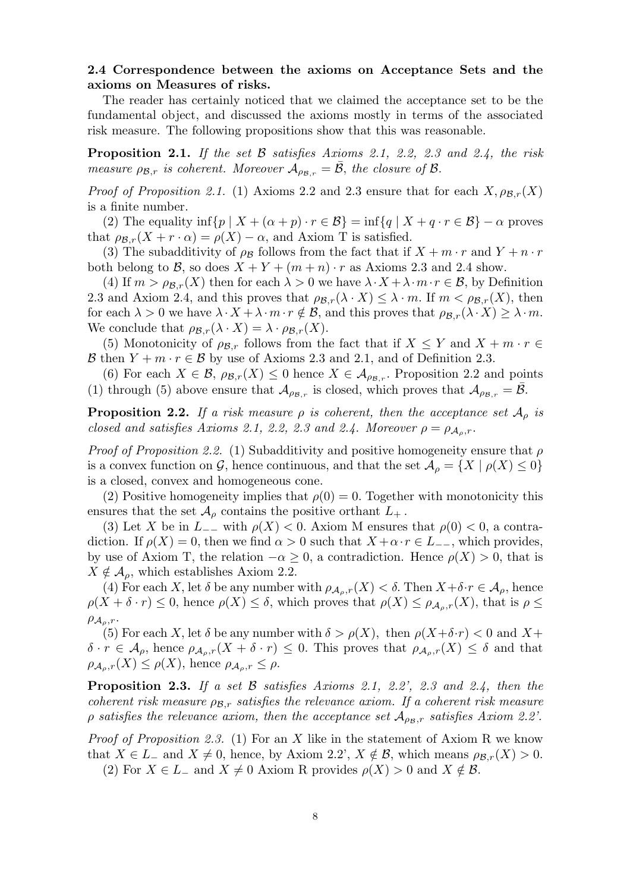**2.4 Correspondence between the axioms on Acceptance Sets and the axioms on Measures of risks.**

The reader has certainly noticed that we claimed the acceptance set to be the fundamental object, and discussed the axioms mostly in terms of the associated risk measure. The following propositions show that this was reasonable.

**Proposition 2.1.** *If the set $\mathcal{B}$ satisfies Axioms 2.1, 2.2, 2.3 and 2.4, the risk measure $\rho_{\mathcal{B},r}$ is coherent. Moreover $\mathcal{A}_{\rho_{\mathcal{B},r}} = \bar{\mathcal{B}}$, the closure of $\mathcal{B}$.*

*Proof of Proposition 2.1.* (1) Axioms 2.2 and 2.3 ensure that for each $X, \rho_{\mathcal{B},r}(X)$ is a finite number.

(2) The equality $\inf\{p \mid X + (\alpha + p) \cdot r \in \mathcal{B}\} = \inf\{q \mid X + q \cdot r \in \mathcal{B}\} - \alpha$ proves that $\rho_{\mathcal{B},r}(X + r \cdot \alpha) = \rho(X) - \alpha$, and Axiom T is satisfied.

(3) The subadditivity of $\rho_{\mathcal{B}}$ follows from the fact that if $X + m \cdot r$ and $Y + n \cdot r$ both belong to $\mathcal{B}$, so does $X + Y + (m + n) \cdot r$ as Axioms 2.3 and 2.4 show.

(4) If $m > \rho_{\mathcal{B},r}(X)$ then for each $\lambda > 0$ we have $\lambda \cdot X + \lambda \cdot m \cdot r \in \mathcal{B}$, by Definition 2.3 and Axiom 2.4, and this proves that $\rho_{\mathcal{B},r}(\lambda \cdot X) \leq \lambda \cdot m$. If $m < \rho_{\mathcal{B},r}(X)$, then for each $\lambda > 0$ we have $\lambda \cdot X + \lambda \cdot m \cdot r \notin \mathcal{B}$, and this proves that $\rho_{\mathcal{B},r}(\lambda \cdot X) \geq \lambda \cdot m$. We conclude that $\rho_{\mathcal{B},r}(\lambda \cdot X) = \lambda \cdot \rho_{\mathcal{B},r}(X)$.

(5) Monotonicity of $\rho_{\mathcal{B},r}$ follows from the fact that if $X \leq Y$ and $X + m \cdot r \in \mathcal{B}$ then $Y + m \cdot r \in \mathcal{B}$ by use of Axioms 2.3 and 2.1, and of Definition 2.3.

(6) For each $X \in \mathcal{B}$, $\rho_{\mathcal{B},r}(X) \leq 0$ hence $X \in \mathcal{A}_{\rho_{\mathcal{B},r}}$. Proposition 2.2 and points (1) through (5) above ensure that $\mathcal{A}_{\rho_{\mathcal{B},r}}$ is closed, which proves that $\mathcal{A}_{\rho_{\mathcal{B},r}} = \bar{\mathcal{B}}$.

**Proposition 2.2.** *If a risk measure $\rho$ is coherent, then the acceptance set $\mathcal{A}_\rho$ is closed and satisfies Axioms 2.1, 2.2, 2.3 and 2.4. Moreover $\rho = \rho_{\mathcal{A}_\rho,r}$.*

*Proof of Proposition 2.2.* (1) Subadditivity and positive homogeneity ensure that $\rho$ is a convex function on $\mathcal{G}$, hence continuous, and that the set $\mathcal{A}_\rho = \{X \mid \rho(X) \leq 0\}$ is a closed, convex and homogeneous cone.

(2) Positive homogeneity implies that $\rho(0) = 0$. Together with monotonicity this ensures that the set $\mathcal{A}_\rho$ contains the positive orthant $L_+$.

(3) Let $X$ be in $L_{--}$ with $\rho(X) < 0$. Axiom M ensures that $\rho(0) < 0$, a contradiction. If $\rho(X) = 0$, then we find $\alpha > 0$ such that $X + \alpha \cdot r \in L_{--}$, which provides, by use of Axiom T, the relation $-\alpha \geq 0$, a contradiction. Hence $\rho(X) > 0$, that is $X \notin \mathcal{A}_\rho$, which establishes Axiom 2.2.

(4) For each $X$, let $\delta$ be any number with $\rho_{\mathcal{A}_\rho,r}(X) < \delta$. Then $X + \delta \cdot r \in \mathcal{A}_\rho$, hence $\rho(X + \delta \cdot r) \leq 0$, hence $\rho(X) \leq \delta$, which proves that $\rho(X) \leq \rho_{\mathcal{A}_\rho,r}(X)$, that is $\rho \leq \rho_{\mathcal{A}_\rho,r}$.

(5) For each $X$, let $\delta$ be any number with $\delta > \rho(X)$, then $\rho(X + \delta \cdot r) < 0$ and $X + \delta \cdot r \in \mathcal{A}_\rho$, hence $\rho_{\mathcal{A}_\rho,r}(X + \delta \cdot r) \leq 0$. This proves that $\rho_{\mathcal{A}_\rho,r}(X) \leq \delta$ and that $\rho_{\mathcal{A}_\rho,r}(X) \leq \rho(X)$, hence $\rho_{\mathcal{A}_\rho,r} \leq \rho$.

**Proposition 2.3.** *If a set $\mathcal{B}$ satisfies Axioms 2.1, 2.2', 2.3 and 2.4, then the coherent risk measure $\rho_{\mathcal{B},r}$ satisfies the relevance axiom. If a coherent risk measure $\rho$ satisfies the relevance axiom, then the acceptance set $\mathcal{A}_{\rho_{\mathcal{B},r}}$ satisfies Axiom 2.2'.*

*Proof of Proposition 2.3.* (1) For an $X$ like in the statement of Axiom R we know that $X \in L_-$ and $X \neq 0$, hence, by Axiom 2.2', $X \notin \mathcal{B}$, which means $\rho_{\mathcal{B},r}(X) > 0$.

(2) For $X \in L_-$ and $X \neq 0$ Axiom R provides $\rho(X) > 0$ and $X \notin \mathcal{B}$.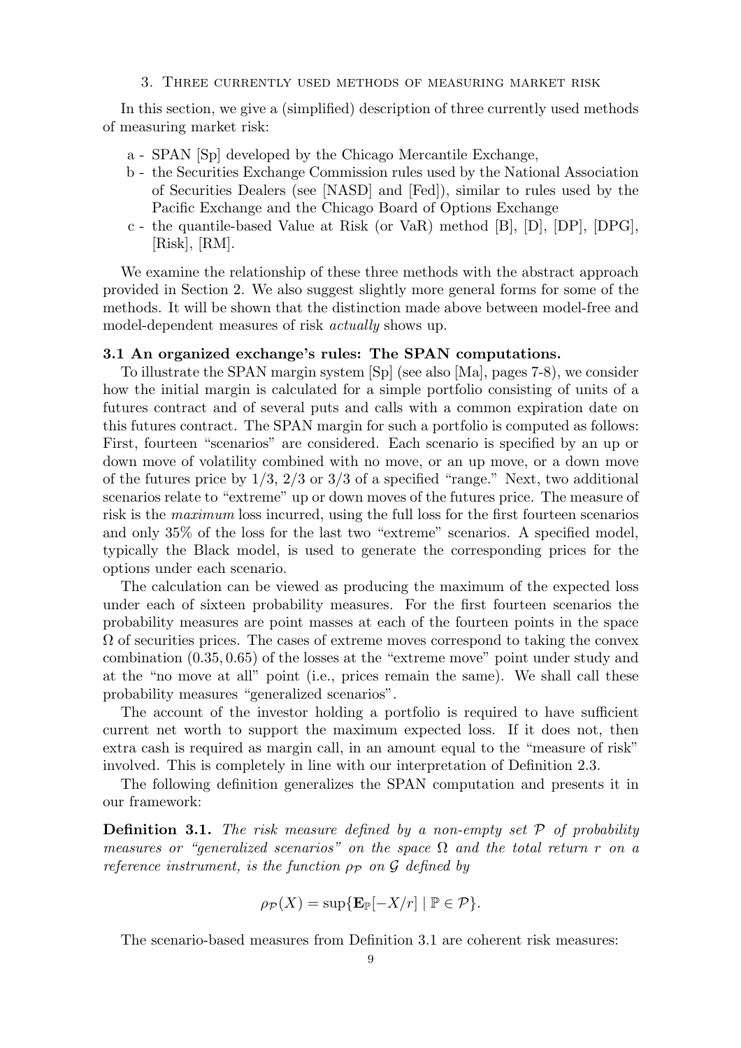## 3. Three currently used methods of measuring market risk

In this section, we give a (simplified) description of three currently used methods of measuring market risk:

- a - SPAN [Sp] developed by the Chicago Mercantile Exchange,
- b - the Securities Exchange Commission rules used by the National Association of Securities Dealers (see [NASD] and [Fed]), similar to rules used by the Pacific Exchange and the Chicago Board of Options Exchange
- c - the quantile-based Value at Risk (or VaR) method [B], [D], [DP], [DPG], [Risk], [RM].

We examine the relationship of these three methods with the abstract approach provided in Section 2. We also suggest slightly more general forms for some of the methods. It will be shown that the distinction made above between model-free and model-dependent measures of risk *actually* shows up.

### 3.1 An organized exchange's rules: The SPAN computations.

To illustrate the SPAN margin system [Sp] (see also [Ma], pages 7-8), we consider how the initial margin is calculated for a simple portfolio consisting of units of a futures contract and of several puts and calls with a common expiration date on this futures contract. The SPAN margin for such a portfolio is computed as follows: First, fourteen "scenarios" are considered. Each scenario is specified by an up or down move of volatility combined with no move, or an up move, or a down move of the futures price by 1/3, 2/3 or 3/3 of a specified "range." Next, two additional scenarios relate to "extreme" up or down moves of the futures price. The measure of risk is the *maximum* loss incurred, using the full loss for the first fourteen scenarios and only 35% of the loss for the last two "extreme" scenarios. A specified model, typically the Black model, is used to generate the corresponding prices for the options under each scenario.

The calculation can be viewed as producing the maximum of the expected loss under each of sixteen probability measures. For the first fourteen scenarios the probability measures are point masses at each of the fourteen points in the space $\Omega$ of securities prices. The cases of extreme moves correspond to taking the convex combination $(0.35, 0.65)$ of the losses at the "extreme move" point under study and at the "no move at all" point (i.e., prices remain the same). We shall call these probability measures "generalized scenarios".

The account of the investor holding a portfolio is required to have sufficient current net worth to support the maximum expected loss. If it does not, then extra cash is required as margin call, in an amount equal to the "measure of risk" involved. This is completely in line with our interpretation of Definition 2.3.

The following definition generalizes the SPAN computation and presents it in our framework:

**Definition 3.1.** *The risk measure defined by a non-empty set $\mathcal{P}$ of probability measures or "generalized scenarios" on the space $\Omega$ and the total return $r$ on a reference instrument, is the function $\rho_{\mathcal{P}}$ on $\mathcal{G}$ defined by*

$$\rho_{\mathcal{P}}(X) = \sup\{\mathbf{E}_{\mathbb{P}}[-X/r] \mid \mathbb{P} \in \mathcal{P}\}.$$

The scenario-based measures from Definition 3.1 are coherent risk measures: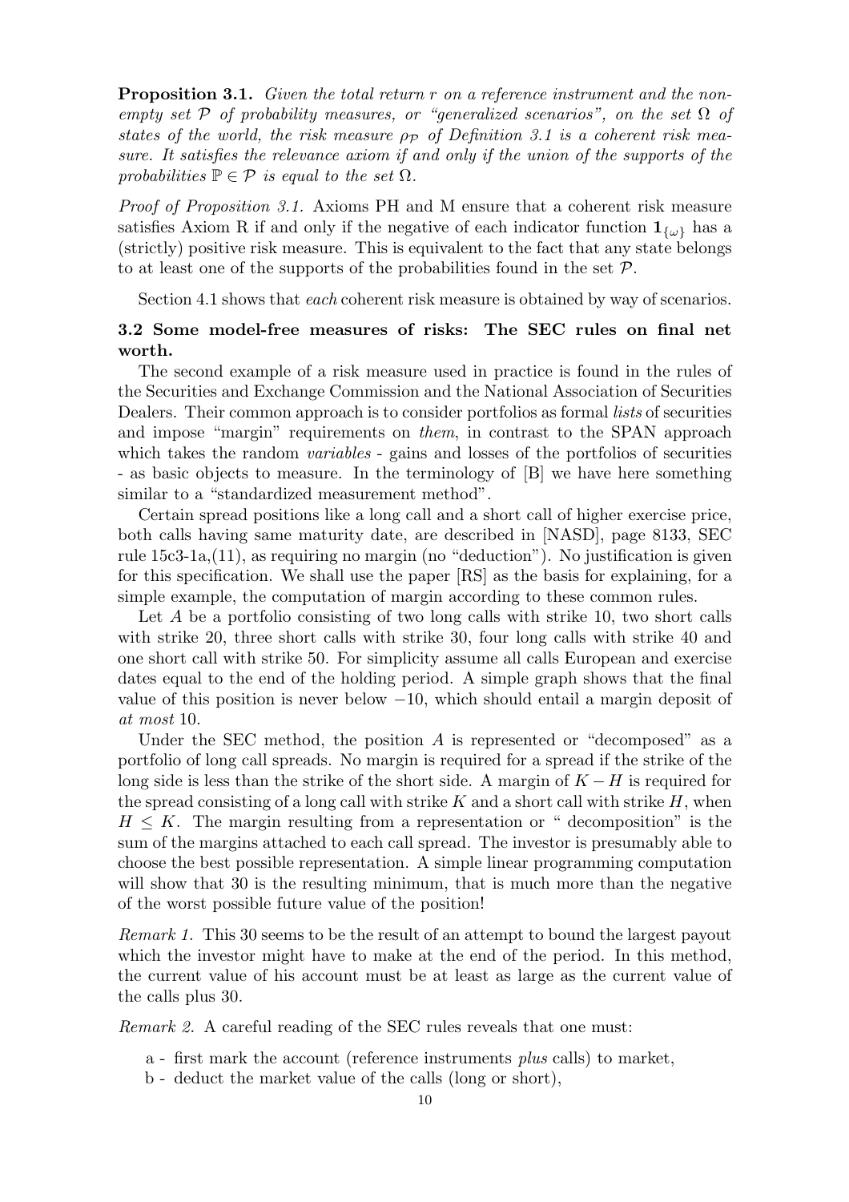**Proposition 3.1.** *Given the total return $r$ on a reference instrument and the non-empty set $\mathcal{P}$ of probability measures, or "generalized scenarios", on the set $\Omega$ of states of the world, the risk measure $\rho_{\mathcal{P}}$ of Definition 3.1 is a coherent risk measure. It satisfies the relevance axiom if and only if the union of the supports of the probabilities $\mathbb{P} \in \mathcal{P}$ is equal to the set $\Omega$.*

*Proof of Proposition 3.1.* Axioms PH and M ensure that a coherent risk measure satisfies Axiom R if and only if the negative of each indicator function $\mathbf{1}_{\{\omega\}}$ has a (strictly) positive risk measure. This is equivalent to the fact that any state belongs to at least one of the supports of the probabilities found in the set $\mathcal{P}$.

Section 4.1 shows that *each* coherent risk measure is obtained by way of scenarios.

### 3.2 Some model-free measures of risks: The SEC rules on final net worth.

The second example of a risk measure used in practice is found in the rules of the Securities and Exchange Commission and the National Association of Securities Dealers. Their common approach is to consider portfolios as formal *lists* of securities and impose "margin" requirements on *them*, in contrast to the SPAN approach which takes the random *variables* - gains and losses of the portfolios of securities - as basic objects to measure. In the terminology of [B] we have here something similar to a "standardized measurement method".

Certain spread positions like a long call and a short call of higher exercise price, both calls having same maturity date, are described in [NASD], page 8133, SEC rule 15c3-1a,(11), as requiring no margin (no "deduction"). No justification is given for this specification. We shall use the paper [RS] as the basis for explaining, for a simple example, the computation of margin according to these common rules.

Let $A$ be a portfolio consisting of two long calls with strike 10, two short calls with strike 20, three short calls with strike 30, four long calls with strike 40 and one short call with strike 50. For simplicity assume all calls European and exercise dates equal to the end of the holding period. A simple graph shows that the final value of this position is never below $-10$, which should entail a margin deposit of *at most* 10.

Under the SEC method, the position $A$ is represented or "decomposed" as a portfolio of long call spreads. No margin is required for a spread if the strike of the long side is less than the strike of the short side. A margin of $K - H$ is required for the spread consisting of a long call with strike $K$ and a short call with strike $H$, when $H \leq K$. The margin resulting from a representation or " decomposition" is the sum of the margins attached to each call spread. The investor is presumably able to choose the best possible representation. A simple linear programming computation will show that 30 is the resulting minimum, that is much more than the negative of the worst possible future value of the position!

*Remark 1.* This 30 seems to be the result of an attempt to bound the largest payout which the investor might have to make at the end of the period. In this method, the current value of his account must be at least as large as the current value of the calls plus 30.

*Remark 2.* A careful reading of the SEC rules reveals that one must:

a - first mark the account (reference instruments *plus* calls) to market,

b - deduct the market value of the calls (long or short),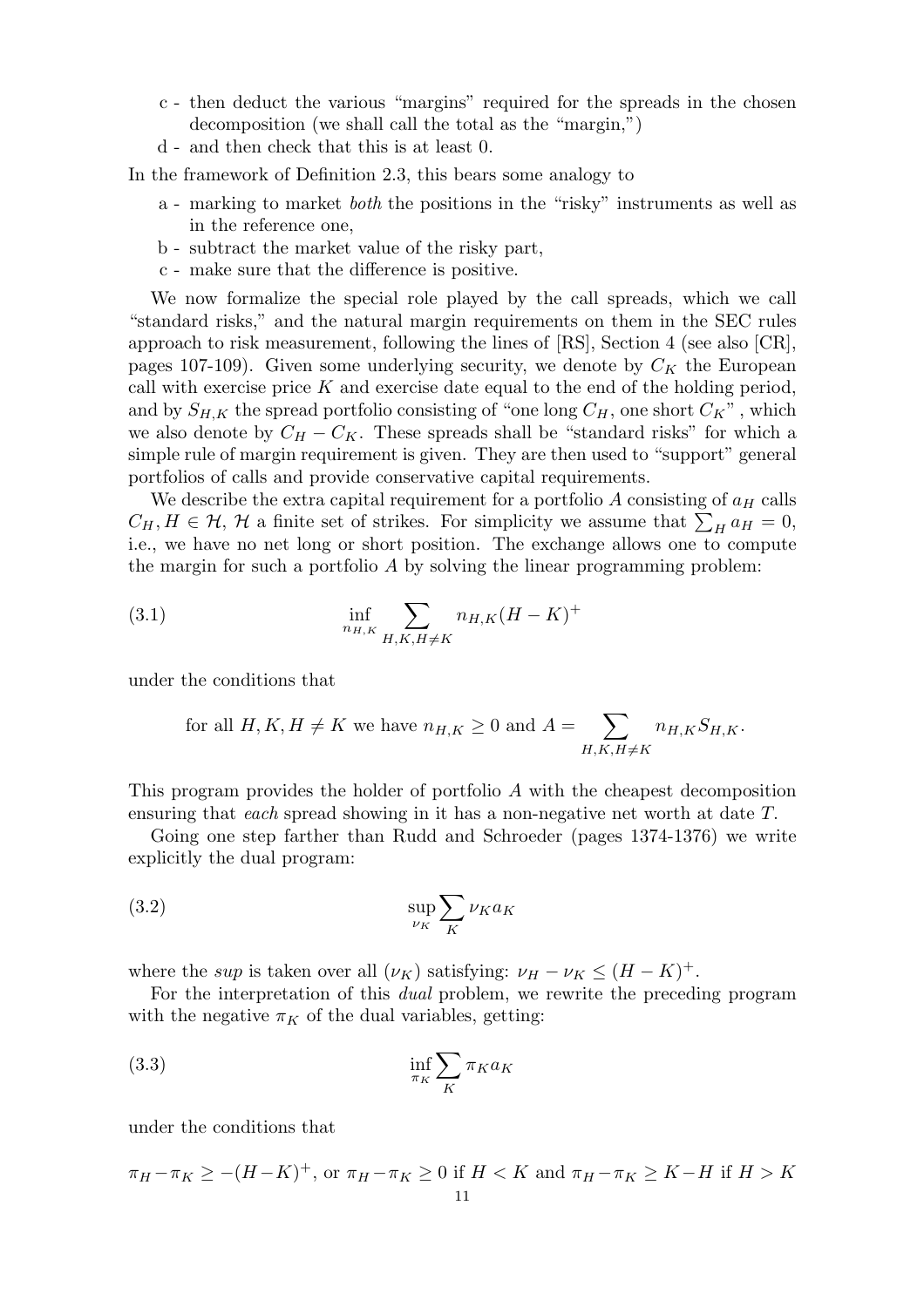c - then deduct the various "margins" required for the spreads in the chosen decomposition (we shall call the total as the "margin,")

d - and then check that this is at least 0.

In the framework of Definition 2.3, this bears some analogy to

a - marking to market *both* the positions in the "risky" instruments as well as in the reference one,

b - subtract the market value of the risky part,

c - make sure that the difference is positive.

We now formalize the special role played by the call spreads, which we call "standard risks," and the natural margin requirements on them in the SEC rules approach to risk measurement, following the lines of [RS], Section 4 (see also [CR], pages 107-109). Given some underlying security, we denote by $C_K$ the European call with exercise price $K$ and exercise date equal to the end of the holding period, and by $S_{H,K}$ the spread portfolio consisting of "one long $C_H$, one short $C_K$", which we also denote by $C_H - C_K$. These spreads shall be "standard risks" for which a simple rule of margin requirement is given. They are then used to "support" general portfolios of calls and provide conservative capital requirements.

We describe the extra capital requirement for a portfolio $A$ consisting of $a_H$ calls $C_H, H \in \mathcal{H}$, $\mathcal{H}$ a finite set of strikes. For simplicity we assume that $\sum_H a_H = 0$, i.e., we have no net long or short position. The exchange allows one to compute the margin for such a portfolio $A$ by solving the linear programming problem:

$$\inf_{n_{H,K}} \sum_{H,K,H \neq K} n_{H,K}(H-K)^+ \tag{3.1}$$

under the conditions that

$$\text{for all } H, K, H \neq K \text{ we have } n_{H,K} \geq 0 \text{ and } A = \sum_{H,K,H \neq K} n_{H,K} S_{H,K}.$$

This program provides the holder of portfolio $A$ with the cheapest decomposition ensuring that *each* spread showing in it has a non-negative net worth at date $T$.

Going one step farther than Rudd and Schroeder (pages 1374-1376) we write explicitly the dual program:

$$\sup_{\nu_K} \sum_K \nu_K a_K \tag{3.2}$$

where the *sup* is taken over all $(\nu_K)$ satisfying: $\nu_H - \nu_K \leq (H-K)^+$.

For the interpretation of this *dual* problem, we rewrite the preceding program with the negative $\pi_K$ of the dual variables, getting:

$$\inf_{\pi_K} \sum_K \pi_K a_K \tag{3.3}$$

under the conditions that

$\pi_H - \pi_K \geq -(H-K)^+$, or $\pi_H - \pi_K \geq 0$ if $H < K$ and $\pi_H - \pi_K \geq K - H$ if $H > K$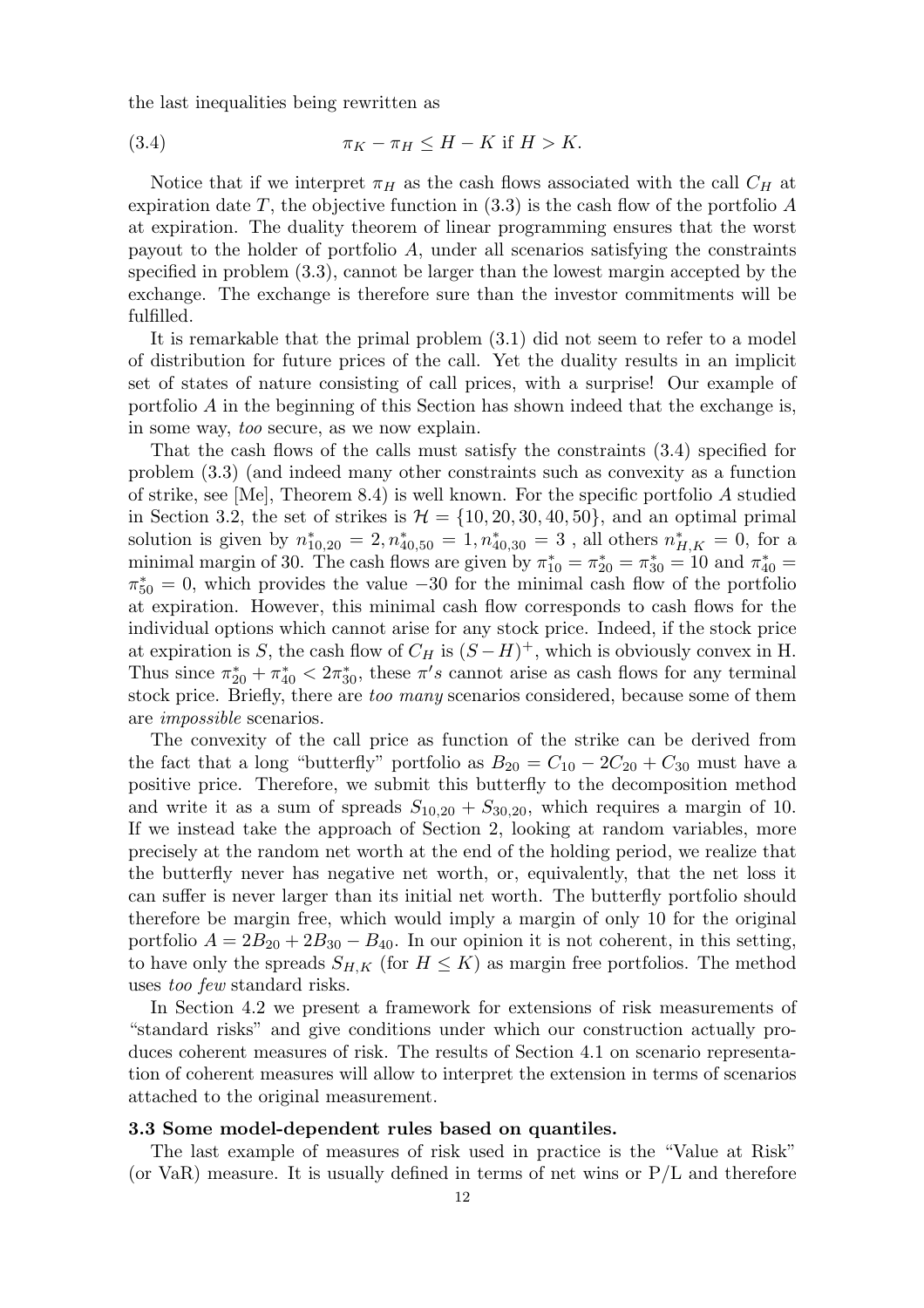the last inequalities being rewritten as

$$\pi_K - \pi_H \leq H - K \text{ if } H > K. \tag{3.4}$$

Notice that if we interpret $\pi_H$ as the cash flows associated with the call $C_H$ at expiration date $T$, the objective function in (3.3) is the cash flow of the portfolio $A$ at expiration. The duality theorem of linear programming ensures that the worst payout to the holder of portfolio $A$, under all scenarios satisfying the constraints specified in problem (3.3), cannot be larger than the lowest margin accepted by the exchange. The exchange is therefore sure than the investor commitments will be fulfilled.

It is remarkable that the primal problem (3.1) did not seem to refer to a model of distribution for future prices of the call. Yet the duality results in an implicit set of states of nature consisting of call prices, with a surprise! Our example of portfolio $A$ in the beginning of this Section has shown indeed that the exchange is, in some way, *too* secure, as we now explain.

That the cash flows of the calls must satisfy the constraints (3.4) specified for problem (3.3) (and indeed many other constraints such as convexity as a function of strike, see [Me], Theorem 8.4) is well known. For the specific portfolio $A$ studied in Section 3.2, the set of strikes is $\mathcal{H} = \{10, 20, 30, 40, 50\}$, and an optimal primal solution is given by $n^*_{10,20} = 2, n^*_{40,50} = 1, n^*_{40,30} = 3$ , all others $n^*_{H,K} = 0$, for a minimal margin of 30. The cash flows are given by $\pi^*_{10} = \pi^*_{20} = \pi^*_{30} = 10$ and $\pi^*_{40} = \pi^*_{50} = 0$, which provides the value $-30$ for the minimal cash flow of the portfolio at expiration. However, this minimal cash flow corresponds to cash flows for the individual options which cannot arise for any stock price. Indeed, if the stock price at expiration is $S$, the cash flow of $C_H$ is $(S-H)^+$, which is obviously convex in H. Thus since $\pi^*_{20} + \pi^*_{40} < 2\pi^*_{30}$, these $\pi's$ cannot arise as cash flows for any terminal stock price. Briefly, there are *too many* scenarios considered, because some of them are *impossible* scenarios.

The convexity of the call price as function of the strike can be derived from the fact that a long "butterfly" portfolio as $B_{20} = C_{10} - 2C_{20} + C_{30}$ must have a positive price. Therefore, we submit this butterfly to the decomposition method and write it as a sum of spreads $S_{10,20} + S_{30,20}$, which requires a margin of 10. If we instead take the approach of Section 2, looking at random variables, more precisely at the random net worth at the end of the holding period, we realize that the butterfly never has negative net worth, or, equivalently, that the net loss it can suffer is never larger than its initial net worth. The butterfly portfolio should therefore be margin free, which would imply a margin of only 10 for the original portfolio $A = 2B_{20} + 2B_{30} - B_{40}$. In our opinion it is not coherent, in this setting, to have only the spreads $S_{H,K}$ (for $H \leq K$) as margin free portfolios. The method uses *too few* standard risks.

In Section 4.2 we present a framework for extensions of risk measurements of "standard risks" and give conditions under which our construction actually produces coherent measures of risk. The results of Section 4.1 on scenario representation of coherent measures will allow to interpret the extension in terms of scenarios attached to the original measurement.

### 3.3 Some model-dependent rules based on quantiles.

The last example of measures of risk used in practice is the "Value at Risk" (or VaR) measure. It is usually defined in terms of net wins or P/L and therefore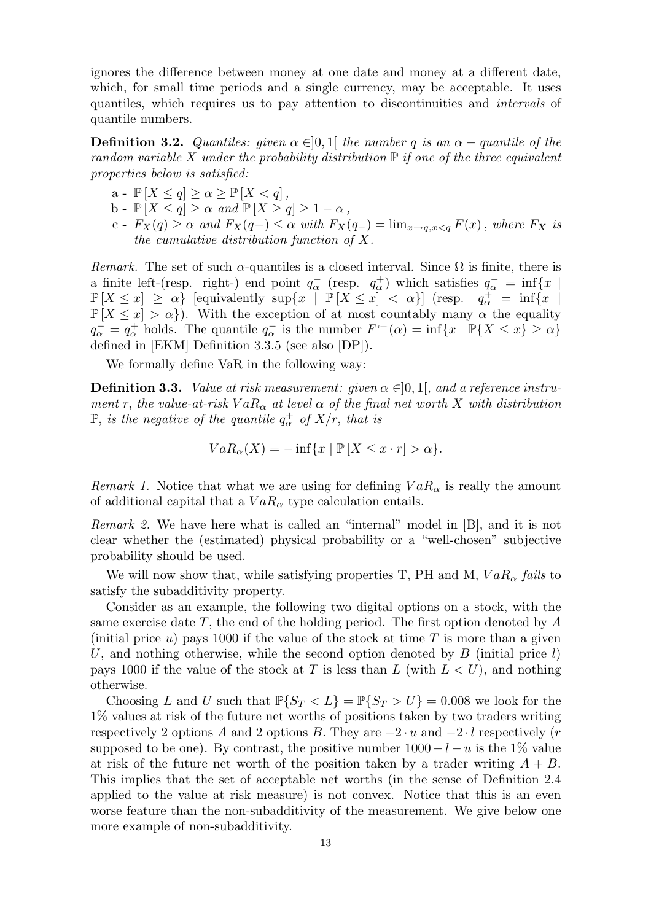ignores the difference between money at one date and money at a different date, which, for small time periods and a single currency, may be acceptable. It uses quantiles, which requires us to pay attention to discontinuities and *intervals* of quantile numbers.

**Definition 3.2.** *Quantiles: given $\alpha \in ]0,1[$ the number $q$ is an $\alpha -$ quantile of the random variable $X$ under the probability distribution $\mathbb{P}$ if one of the three equivalent properties below is satisfied:*

- a - $\mathbb{P}[X \leq q] \geq \alpha \geq \mathbb{P}[X < q]$ ,
- b - $\mathbb{P}[X \leq q] \geq \alpha$ *and* $\mathbb{P}[X \geq q] \geq 1 - \alpha$ ,
- c - $F_X(q) \geq \alpha$ *and* $F_X(q-) \leq \alpha$ *with* $F_X(q_-) = \lim_{x \to q, x<q} F(x)$ , *where* $F_X$ *is the cumulative distribution function of* $X$.

*Remark.* The set of such $\alpha$-quantiles is a closed interval. Since $\Omega$ is finite, there is a finite left-(resp. right-) end point $q_\alpha^-$ (resp. $q_\alpha^+$) which satisfies $q_\alpha^- = \inf\{x \mid \mathbb{P}[X \leq x] \geq \alpha\}$ [equivalently $\sup\{x \mid \mathbb{P}[X \leq x] < \alpha\}$] (resp. $q_\alpha^+ = \inf\{x \mid \mathbb{P}[X \leq x] > \alpha\}$). With the exception of at most countably many $\alpha$ the equality $q_\alpha^- = q_\alpha^+$ holds. The quantile $q_\alpha^-$ is the number $F^{\leftarrow}(\alpha) = \inf\{x \mid \mathbb{P}\{X \leq x\} \geq \alpha\}$ defined in [EKM] Definition 3.3.5 (see also [DP]).

We formally define VaR in the following way:

**Definition 3.3.** *Value at risk measurement: given $\alpha \in ]0,1[$, and a reference instrument $r$, the value-at-risk $VaR_\alpha$ at level $\alpha$ of the final net worth $X$ with distribution $\mathbb{P}$, is the negative of the quantile $q_\alpha^+$ of $X/r$, that is*

$$VaR_\alpha(X) = -\inf\{x \mid \mathbb{P}[X \leq x \cdot r] > \alpha\}.$$

*Remark 1.* Notice that what we are using for defining $VaR_\alpha$ is really the amount of additional capital that a $VaR_\alpha$ type calculation entails.

*Remark 2.* We have here what is called an "internal" model in [B], and it is not clear whether the (estimated) physical probability or a "well-chosen" subjective probability should be used.

We will now show that, while satisfying properties T, PH and M, $VaR_\alpha$ *fails* to satisfy the subadditivity property.

Consider as an example, the following two digital options on a stock, with the same exercise date $T$, the end of the holding period. The first option denoted by $A$ (initial price $u$) pays 1000 if the value of the stock at time $T$ is more than a given $U$, and nothing otherwise, while the second option denoted by $B$ (initial price $l$) pays 1000 if the value of the stock at $T$ is less than $L$ (with $L < U$), and nothing otherwise.

Choosing $L$ and $U$ such that $\mathbb{P}\{S_T < L\} = \mathbb{P}\{S_T > U\} = 0.008$ we look for the 1% values at risk of the future net worths of positions taken by two traders writing respectively 2 options $A$ and 2 options $B$. They are $-2 \cdot u$ and $-2 \cdot l$ respectively ($r$ supposed to be one). By contrast, the positive number $1000 - l - u$ is the 1% value at risk of the future net worth of the position taken by a trader writing $A + B$. This implies that the set of acceptable net worths (in the sense of Definition 2.4 applied to the value at risk measure) is not convex. Notice that this is an even worse feature than the non-subadditivity of the measurement. We give below one more example of non-subadditivity.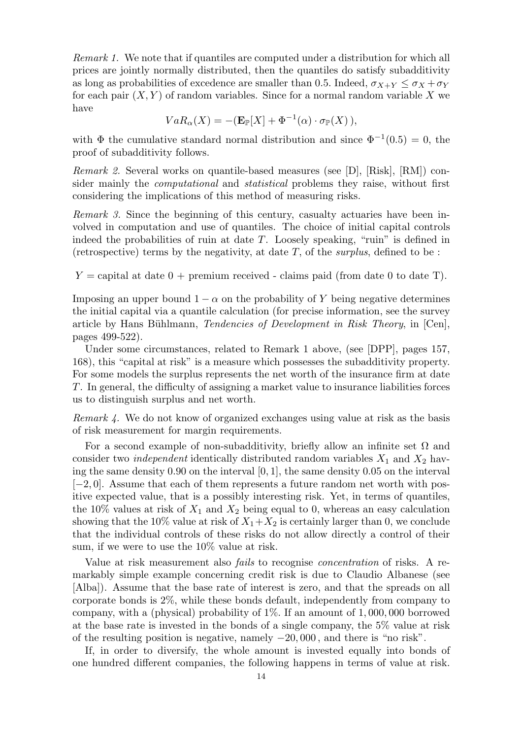*Remark 1.* We note that if quantiles are computed under a distribution for which all prices are jointly normally distributed, then the quantiles do satisfy subadditivity as long as probabilities of excedence are smaller than 0.5. Indeed, $\sigma_{X+Y} \leq \sigma_X + \sigma_Y$ for each pair $(X, Y)$ of random variables. Since for a normal random variable $X$ we have

$$VaR_\alpha(X) = -(\mathbf{E}_\mathbb{P}[X] + \Phi^{-1}(\alpha) \cdot \sigma_\mathbb{P}(X)),$$

with $\Phi$ the cumulative standard normal distribution and since $\Phi^{-1}(0.5) = 0$, the proof of subadditivity follows.

*Remark 2.* Several works on quantile-based measures (see [D], [Risk], [RM]) consider mainly the *computational* and *statistical* problems they raise, without first considering the implications of this method of measuring risks.

*Remark 3.* Since the beginning of this century, casualty actuaries have been involved in computation and use of quantiles. The choice of initial capital controls indeed the probabilities of ruin at date $T$. Loosely speaking, "ruin" is defined in (retrospective) terms by the negativity, at date $T$, of the *surplus*, defined to be :

$Y$ = capital at date 0 + premium received - claims paid (from date 0 to date T).

Imposing an upper bound $1 - \alpha$ on the probability of $Y$ being negative determines the initial capital via a quantile calculation (for precise information, see the survey article by Hans Bühlmann, *Tendencies of Development in Risk Theory*, in [Cen], pages 499-522).

Under some circumstances, related to Remark 1 above, (see [DPP], pages 157, 168), this "capital at risk" is a measure which possesses the subadditivity property. For some models the surplus represents the net worth of the insurance firm at date $T$. In general, the difficulty of assigning a market value to insurance liabilities forces us to distinguish surplus and net worth.

*Remark 4.* We do not know of organized exchanges using value at risk as the basis of risk measurement for margin requirements.

For a second example of non-subadditivity, briefly allow an infinite set $\Omega$ and consider two *independent* identically distributed random variables $X_1$ and $X_2$ having the same density 0.90 on the interval $[0, 1]$, the same density 0.05 on the interval $[-2, 0]$. Assume that each of them represents a future random net worth with positive expected value, that is a possibly interesting risk. Yet, in terms of quantiles, the 10% values at risk of $X_1$ and $X_2$ being equal to 0, whereas an easy calculation showing that the 10% value at risk of $X_1 + X_2$ is certainly larger than 0, we conclude that the individual controls of these risks do not allow directly a control of their sum, if we were to use the 10% value at risk.

Value at risk measurement also *fails* to recognise *concentration* of risks. A remarkably simple example concerning credit risk is due to Claudio Albanese (see [Alba]). Assume that the base rate of interest is zero, and that the spreads on all corporate bonds is 2%, while these bonds default, independently from company to company, with a (physical) probability of 1%. If an amount of 1, 000, 000 borrowed at the base rate is invested in the bonds of a single company, the 5% value at risk of the resulting position is negative, namely $-20,000$, and there is "no risk".

If, in order to diversify, the whole amount is invested equally into bonds of one hundred different companies, the following happens in terms of value at risk.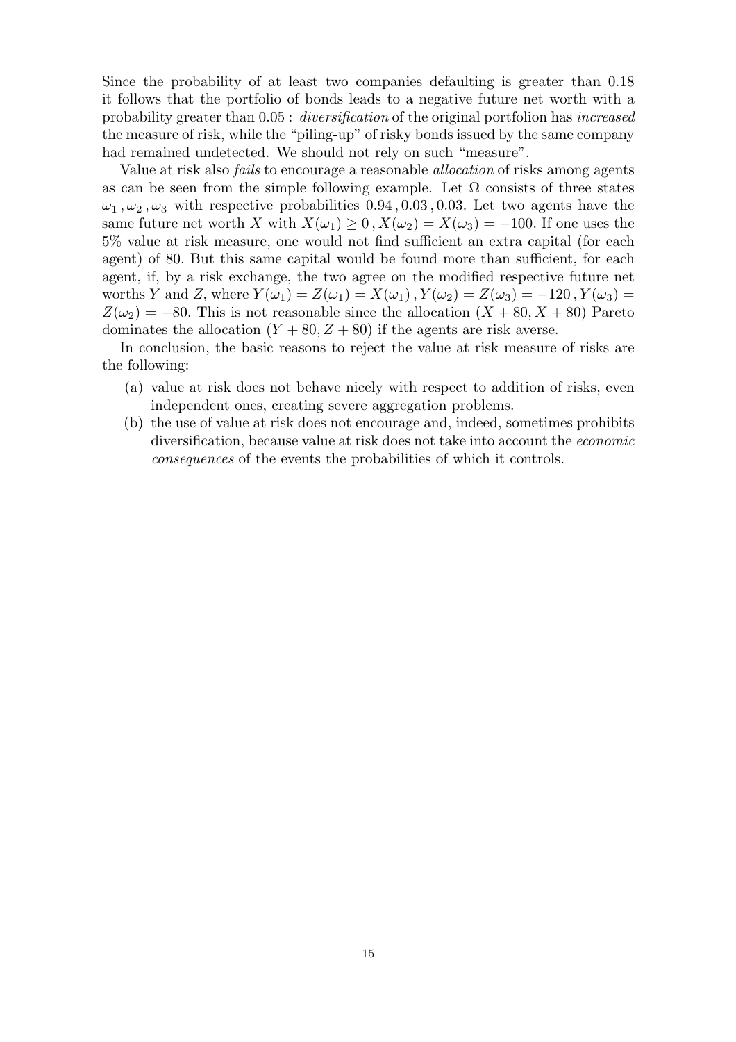Since the probability of at least two companies defaulting is greater than 0.18 it follows that the portfolio of bonds leads to a negative future net worth with a probability greater than 0.05 : *diversification* of the original portfolion has *increased* the measure of risk, while the "piling-up" of risky bonds issued by the same company had remained undetected. We should not rely on such "measure".

Value at risk also *fails* to encourage a reasonable *allocation* of risks among agents as can be seen from the simple following example. Let $\Omega$ consists of three states $\omega_1, \omega_2, \omega_3$ with respective probabilities $0.94, 0.03, 0.03$. Let two agents have the same future net worth $X$ with $X(\omega_1) \geq 0, X(\omega_2) = X(\omega_3) = -100$. If one uses the 5% value at risk measure, one would not find sufficient an extra capital (for each agent) of 80. But this same capital would be found more than sufficient, for each agent, if, by a risk exchange, the two agree on the modified respective future net worths $Y$ and $Z$, where $Y(\omega_1) = Z(\omega_1) = X(\omega_1), Y(\omega_2) = Z(\omega_3) = -120, Y(\omega_3) = Z(\omega_2) = -80$. This is not reasonable since the allocation $(X + 80, X + 80)$ Pareto dominates the allocation $(Y + 80, Z + 80)$ if the agents are risk averse.

In conclusion, the basic reasons to reject the value at risk measure of risks are the following:

(a) value at risk does not behave nicely with respect to addition of risks, even independent ones, creating severe aggregation problems.

(b) the use of value at risk does not encourage and, indeed, sometimes prohibits diversification, because value at risk does not take into account the *economic consequences* of the events the probabilities of which it controls.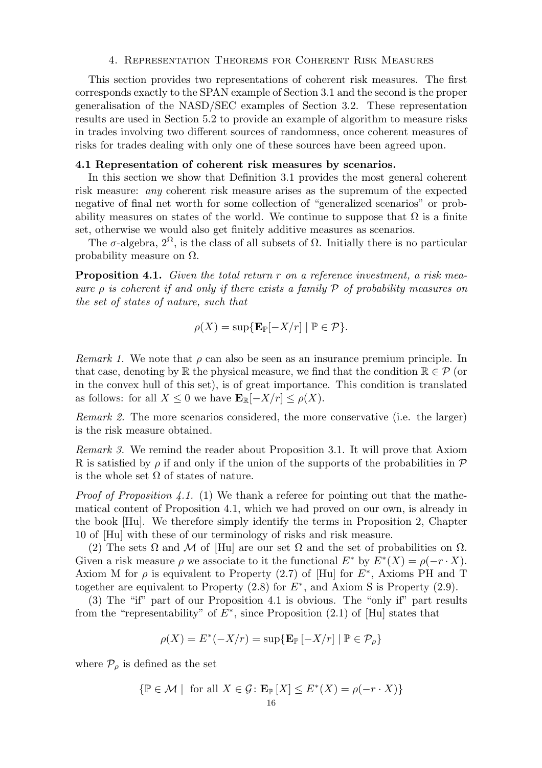## 4. Representation Theorems for Coherent Risk Measures

This section provides two representations of coherent risk measures. The first corresponds exactly to the SPAN example of Section 3.1 and the second is the proper generalisation of the NASD/SEC examples of Section 3.2. These representation results are used in Section 5.2 to provide an example of algorithm to measure risks in trades involving two different sources of randomness, once coherent measures of risks for trades dealing with only one of these sources have been agreed upon.

### 4.1 Representation of coherent risk measures by scenarios.

In this section we show that Definition 3.1 provides the most general coherent risk measure: *any* coherent risk measure arises as the supremum of the expected negative of final net worth for some collection of "generalized scenarios" or probability measures on states of the world. We continue to suppose that $\Omega$ is a finite set, otherwise we would also get finitely additive measures as scenarios.

The $\sigma$-algebra, $2^{\Omega}$, is the class of all subsets of $\Omega$. Initially there is no particular probability measure on $\Omega$.

**Proposition 4.1.** *Given the total return $r$ on a reference investment, a risk measure $\rho$ is coherent if and only if there exists a family $\mathcal{P}$ of probability measures on the set of states of nature, such that*

$$\rho(X) = \sup\{\mathbf{E}_{\mathbb{P}}[-X/r] \mid \mathbb{P} \in \mathcal{P}\}.$$

*Remark 1.* We note that $\rho$ can also be seen as an insurance premium principle. In that case, denoting by $\mathbb{R}$ the physical measure, we find that the condition $\mathbb{R} \in \mathcal{P}$ (or in the convex hull of this set), is of great importance. This condition is translated as follows: for all $X \leq 0$ we have $\mathbf{E}_{\mathbb{R}}[-X/r] \leq \rho(X)$.

*Remark 2.* The more scenarios considered, the more conservative (i.e. the larger) is the risk measure obtained.

*Remark 3.* We remind the reader about Proposition 3.1. It will prove that Axiom R is satisfied by $\rho$ if and only if the union of the supports of the probabilities in $\mathcal{P}$ is the whole set $\Omega$ of states of nature.

*Proof of Proposition 4.1.* (1) We thank a referee for pointing out that the mathematical content of Proposition 4.1, which we had proved on our own, is already in the book [Hu]. We therefore simply identify the terms in Proposition 2, Chapter 10 of [Hu] with these of our terminology of risks and risk measure.

(2) The sets $\Omega$ and $\mathcal{M}$ of [Hu] are our set $\Omega$ and the set of probabilities on $\Omega$. Given a risk measure $\rho$ we associate to it the functional $E^*$ by $E^*(X) = \rho(-r \cdot X)$. Axiom M for $\rho$ is equivalent to Property (2.7) of [Hu] for $E^*$, Axioms PH and T together are equivalent to Property (2.8) for $E^*$, and Axiom S is Property (2.9).

(3) The "if" part of our Proposition 4.1 is obvious. The "only if" part results from the "representability" of $E^*$, since Proposition (2.1) of [Hu] states that

$$\rho(X) = E^*(-X/r) = \sup\{\mathbf{E}_{\mathbb{P}}[-X/r] \mid \mathbb{P} \in \mathcal{P}_{\rho}\}$$

where $\mathcal{P}_{\rho}$ is defined as the set

$$\{\mathbb{P} \in \mathcal{M} \mid \text{ for all } X \in \mathcal{G}\colon \mathbf{E}_{\mathbb{P}}[X] \leq E^*(X) = \rho(-r \cdot X)\}$$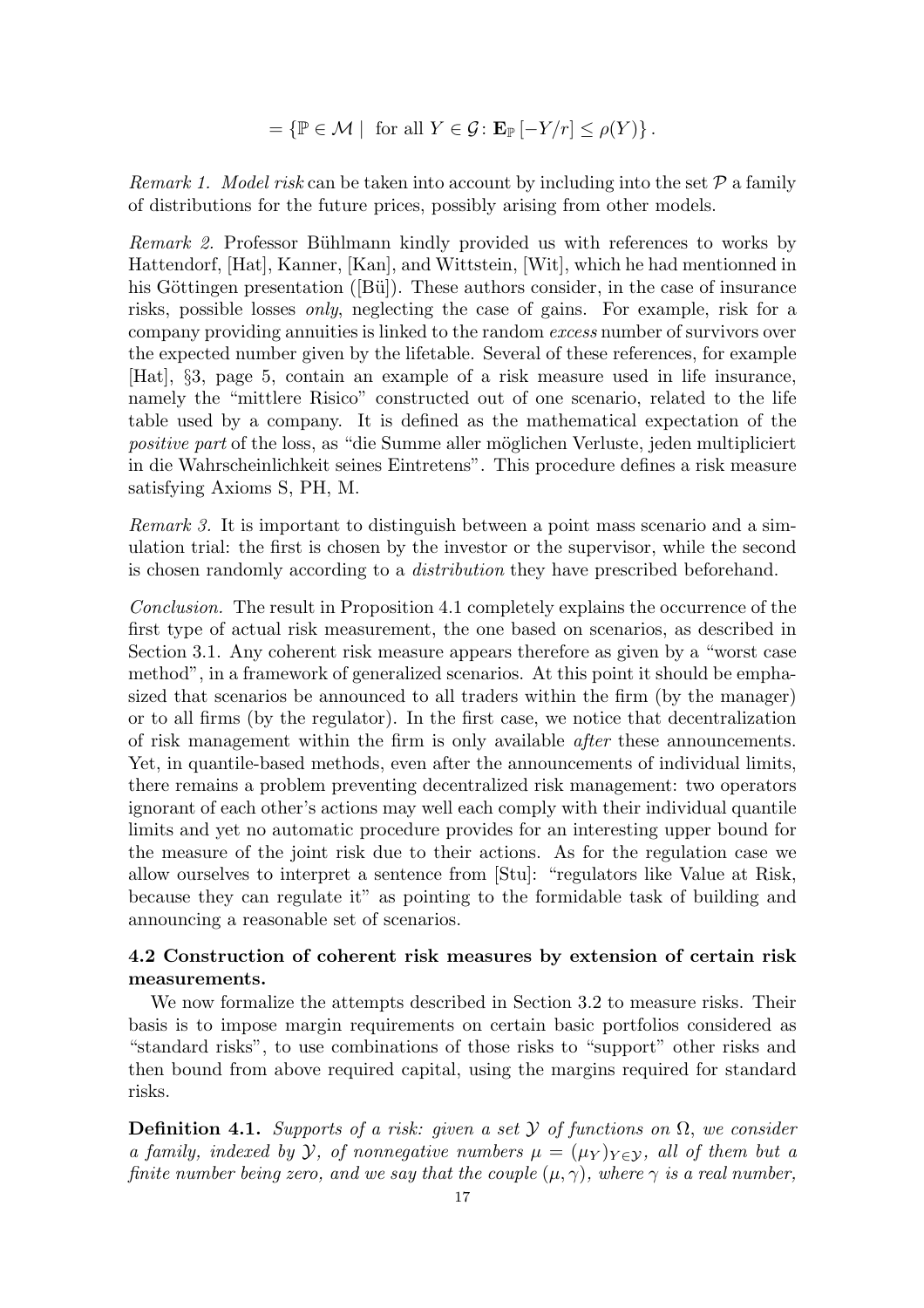$$= \{\mathbb{P} \in \mathcal{M} \mid \text{ for all } Y \in \mathcal{G}\colon \mathbf{E}_{\mathbb{P}}\left[-Y/r\right] \leq \rho(Y)\}\,.$$

*Remark 1. Model risk* can be taken into account by including into the set $\mathcal{P}$ a family of distributions for the future prices, possibly arising from other models.

*Remark 2.* Professor Bühlmann kindly provided us with references to works by Hattendorf, [Hat], Kanner, [Kan], and Wittstein, [Wit], which he had mentionned in his Göttingen presentation ([Bü]). These authors consider, in the case of insurance risks, possible losses *only*, neglecting the case of gains. For example, risk for a company providing annuities is linked to the random *excess* number of survivors over the expected number given by the lifetable. Several of these references, for example [Hat], §3, page 5, contain an example of a risk measure used in life insurance, namely the "mittlere Risico" constructed out of one scenario, related to the life table used by a company. It is defined as the mathematical expectation of the *positive part* of the loss, as "die Summe aller möglichen Verluste, jeden multipliciert in die Wahrscheinlichkeit seines Eintretens". This procedure defines a risk measure satisfying Axioms S, PH, M.

*Remark 3.* It is important to distinguish between a point mass scenario and a simulation trial: the first is chosen by the investor or the supervisor, while the second is chosen randomly according to a *distribution* they have prescribed beforehand.

*Conclusion.* The result in Proposition 4.1 completely explains the occurrence of the first type of actual risk measurement, the one based on scenarios, as described in Section 3.1. Any coherent risk measure appears therefore as given by a "worst case method", in a framework of generalized scenarios. At this point it should be emphasized that scenarios be announced to all traders within the firm (by the manager) or to all firms (by the regulator). In the first case, we notice that decentralization of risk management within the firm is only available *after* these announcements. Yet, in quantile-based methods, even after the announcements of individual limits, there remains a problem preventing decentralized risk management: two operators ignorant of each other's actions may well each comply with their individual quantile limits and yet no automatic procedure provides for an interesting upper bound for the measure of the joint risk due to their actions. As for the regulation case we allow ourselves to interpret a sentence from [Stu]: "regulators like Value at Risk, because they can regulate it" as pointing to the formidable task of building and announcing a reasonable set of scenarios.

### 4.2 Construction of coherent risk measures by extension of certain risk measurements.

We now formalize the attempts described in Section 3.2 to measure risks. Their basis is to impose margin requirements on certain basic portfolios considered as "standard risks", to use combinations of those risks to "support" other risks and then bound from above required capital, using the margins required for standard risks.

**Definition 4.1.** *Supports of a risk: given a set $\mathcal{Y}$ of functions on $\Omega$, we consider a family, indexed by $\mathcal{Y}$, of nonnegative numbers $\mu = (\mu_Y)_{Y\in\mathcal{Y}}$, all of them but a finite number being zero, and we say that the couple $(\mu, \gamma)$, where $\gamma$ is a real number,*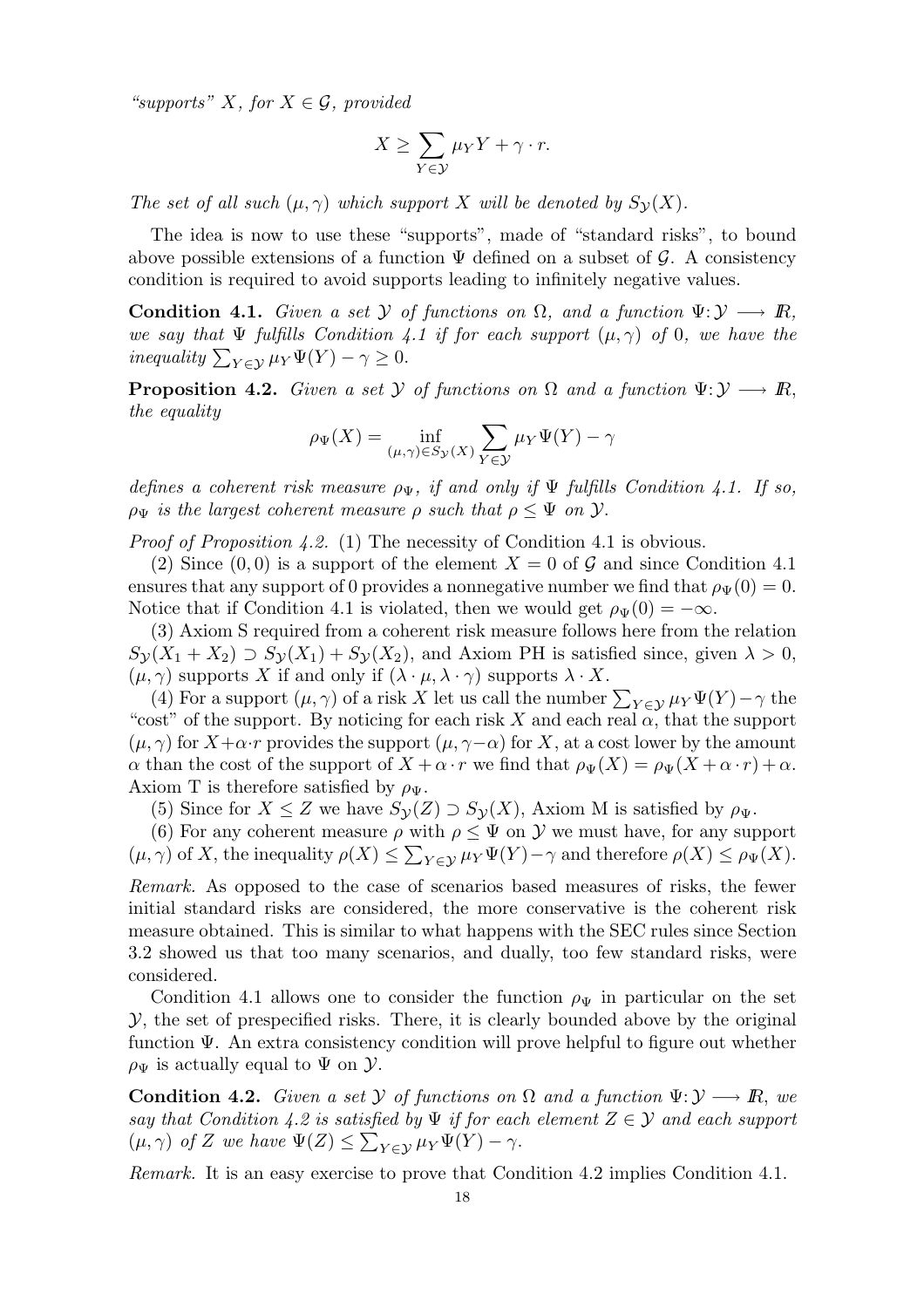*"supports" $X$, for $X \in \mathcal{G}$, provided*

$$X \geq \sum_{Y \in \mathcal{Y}} \mu_Y Y + \gamma \cdot r.$$

*The set of all such $(\mu, \gamma)$ which support $X$ will be denoted by $S_{\mathcal{Y}}(X)$.*

The idea is now to use these "supports", made of "standard risks", to bound above possible extensions of a function $\Psi$ defined on a subset of $\mathcal{G}$. A consistency condition is required to avoid supports leading to infinitely negative values.

**Condition 4.1.** *Given a set $\mathcal{Y}$ of functions on $\Omega$, and a function $\Psi \colon \mathcal{Y} \longrightarrow \mathbb{R}$, we say that $\Psi$ fulfills Condition 4.1 if for each support $(\mu, \gamma)$ of 0, we have the inequality $\sum_{Y \in \mathcal{Y}} \mu_Y \Psi(Y) - \gamma \geq 0$.*

**Proposition 4.2.** *Given a set $\mathcal{Y}$ of functions on $\Omega$ and a function $\Psi \colon \mathcal{Y} \longrightarrow \mathbb{R}$, the equality*

$$\rho_\Psi(X) = \inf_{(\mu, \gamma) \in S_{\mathcal{Y}}(X)} \sum_{Y \in \mathcal{Y}} \mu_Y \Psi(Y) - \gamma$$

*defines a coherent risk measure $\rho_\Psi$, if and only if $\Psi$ fulfills Condition 4.1. If so, $\rho_\Psi$ is the largest coherent measure $\rho$ such that $\rho \leq \Psi$ on $\mathcal{Y}$.*

*Proof of Proposition 4.2.* (1) The necessity of Condition 4.1 is obvious.

(2) Since $(0, 0)$ is a support of the element $X = 0$ of $\mathcal{G}$ and since Condition 4.1 ensures that any support of 0 provides a nonnegative number we find that $\rho_\Psi(0) = 0$. Notice that if Condition 4.1 is violated, then we would get $\rho_\Psi(0) = -\infty$.

(3) Axiom S required from a coherent risk measure follows here from the relation $S_{\mathcal{Y}}(X_1 + X_2) \supset S_{\mathcal{Y}}(X_1) + S_{\mathcal{Y}}(X_2)$, and Axiom PH is satisfied since, given $\lambda > 0$, $(\mu, \gamma)$ supports $X$ if and only if $(\lambda \cdot \mu, \lambda \cdot \gamma)$ supports $\lambda \cdot X$.

(4) For a support $(\mu, \gamma)$ of a risk $X$ let us call the number $\sum_{Y \in \mathcal{Y}} \mu_Y \Psi(Y) - \gamma$ the "cost" of the support. By noticing for each risk $X$ and each real $\alpha$, that the support $(\mu, \gamma)$ for $X + \alpha \cdot r$ provides the support $(\mu, \gamma - \alpha)$ for $X$, at a cost lower by the amount $\alpha$ than the cost of the support of $X + \alpha \cdot r$ we find that $\rho_\Psi(X) = \rho_\Psi(X + \alpha \cdot r) + \alpha$. Axiom T is therefore satisfied by $\rho_\Psi$.

(5) Since for $X \leq Z$ we have $S_{\mathcal{Y}}(Z) \supset S_{\mathcal{Y}}(X)$, Axiom M is satisfied by $\rho_\Psi$.

(6) For any coherent measure $\rho$ with $\rho \leq \Psi$ on $\mathcal{Y}$ we must have, for any support $(\mu, \gamma)$ of $X$, the inequality $\rho(X) \leq \sum_{Y \in \mathcal{Y}} \mu_Y \Psi(Y) - \gamma$ and therefore $\rho(X) \leq \rho_\Psi(X)$.

*Remark.* As opposed to the case of scenarios based measures of risks, the fewer initial standard risks are considered, the more conservative is the coherent risk measure obtained. This is similar to what happens with the SEC rules since Section 3.2 showed us that too many scenarios, and dually, too few standard risks, were considered.

Condition 4.1 allows one to consider the function $\rho_\Psi$ in particular on the set $\mathcal{Y}$, the set of prespecified risks. There, it is clearly bounded above by the original function $\Psi$. An extra consistency condition will prove helpful to figure out whether $\rho_\Psi$ is actually equal to $\Psi$ on $\mathcal{Y}$.

**Condition 4.2.** *Given a set $\mathcal{Y}$ of functions on $\Omega$ and a function $\Psi \colon \mathcal{Y} \longrightarrow \mathbb{R}$, we say that Condition 4.2 is satisfied by $\Psi$ if for each element $Z \in \mathcal{Y}$ and each support $(\mu, \gamma)$ of $Z$ we have $\Psi(Z) \leq \sum_{Y \in \mathcal{Y}} \mu_Y \Psi(Y) - \gamma$.*

*Remark.* It is an easy exercise to prove that Condition 4.2 implies Condition 4.1.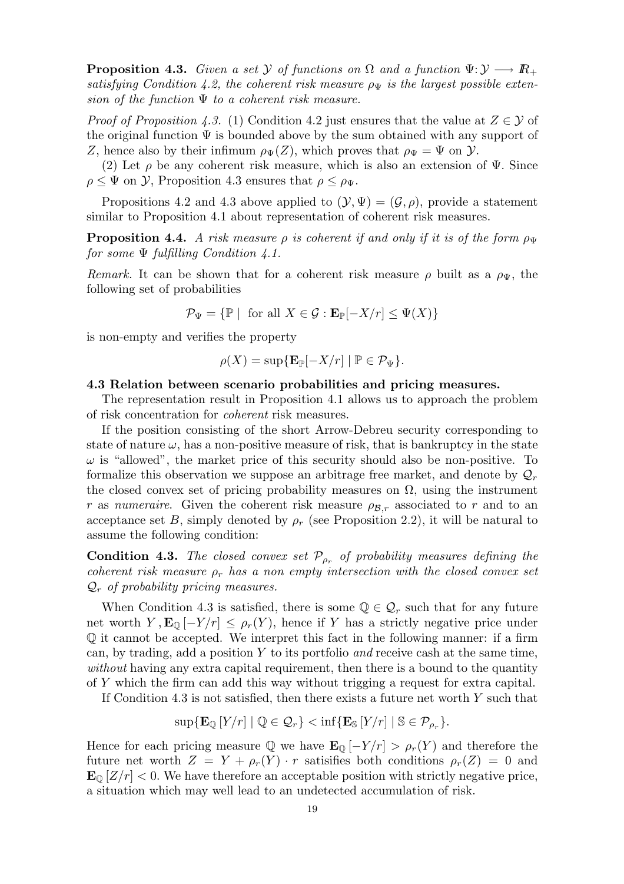**Proposition 4.3.** *Given a set $\mathcal{Y}$ of functions on $\Omega$ and a function $\Psi\colon \mathcal{Y} \longrightarrow I\!R_+$ satisfying Condition 4.2, the coherent risk measure $\rho_\Psi$ is the largest possible extension of the function $\Psi$ to a coherent risk measure.*

*Proof of Proposition 4.3.* (1) Condition 4.2 just ensures that the value at $Z \in \mathcal{Y}$ of the original function $\Psi$ is bounded above by the sum obtained with any support of $Z$, hence also by their infimum $\rho_\Psi(Z)$, which proves that $\rho_\Psi = \Psi$ on $\mathcal{Y}$.

(2) Let $\rho$ be any coherent risk measure, which is also an extension of $\Psi$. Since $\rho \leq \Psi$ on $\mathcal{Y}$, Proposition 4.3 ensures that $\rho \leq \rho_\Psi$.

Propositions 4.2 and 4.3 above applied to $(\mathcal{Y}, \Psi) = (\mathcal{G}, \rho)$, provide a statement similar to Proposition 4.1 about representation of coherent risk measures.

**Proposition 4.4.** *A risk measure $\rho$ is coherent if and only if it is of the form $\rho_\Psi$ for some $\Psi$ fulfilling Condition 4.1.*

*Remark.* It can be shown that for a coherent risk measure $\rho$ built as a $\rho_\Psi$, the following set of probabilities

$$\mathcal{P}_\Psi = \{\mathbb{P} \mid \text{ for all } X \in \mathcal{G} : \mathbf{E}_\mathbb{P}[-X/r] \leq \Psi(X)\}$$

is non-empty and verifies the property

$$\rho(X) = \sup\{\mathbf{E}_\mathbb{P}[-X/r] \mid \mathbb{P} \in \mathcal{P}_\Psi\}.$$

**4.3 Relation between scenario probabilities and pricing measures.**

The representation result in Proposition 4.1 allows us to approach the problem of risk concentration for *coherent* risk measures.

If the position consisting of the short Arrow-Debreu security corresponding to state of nature $\omega$, has a non-positive measure of risk, that is bankruptcy in the state $\omega$ is "allowed", the market price of this security should also be non-positive. To formalize this observation we suppose an arbitrage free market, and denote by $\mathcal{Q}_r$ the closed convex set of pricing probability measures on $\Omega$, using the instrument $r$ as *numeraire*. Given the coherent risk measure $\rho_{\mathcal{B},r}$ associated to $r$ and to an acceptance set $B$, simply denoted by $\rho_r$ (see Proposition 2.2), it will be natural to assume the following condition:

**Condition 4.3.** *The closed convex set $\mathcal{P}_{\rho_r}$ of probability measures defining the coherent risk measure $\rho_r$ has a non empty intersection with the closed convex set $\mathcal{Q}_r$ of probability pricing measures.*

When Condition 4.3 is satisfied, there is some $\mathbb{Q} \in \mathcal{Q}_r$ such that for any future net worth $Y$, $\mathbf{E}_\mathbb{Q}[-Y/r] \leq \rho_r(Y)$, hence if $Y$ has a strictly negative price under $\mathbb{Q}$ it cannot be accepted. We interpret this fact in the following manner: if a firm can, by trading, add a position $Y$ to its portfolio *and* receive cash at the same time, *without* having any extra capital requirement, then there is a bound to the quantity of $Y$ which the firm can add this way without trigging a request for extra capital.

If Condition 4.3 is not satisfied, then there exists a future net worth $Y$ such that

$$\sup\{\mathbf{E}_\mathbb{Q}[Y/r] \mid \mathbb{Q} \in \mathcal{Q}_r\} < \inf\{\mathbf{E}_\mathbb{S}[Y/r] \mid \mathbb{S} \in \mathcal{P}_{\rho_r}\}.$$

Hence for each pricing measure $\mathbb{Q}$ we have $\mathbf{E}_\mathbb{Q}[-Y/r] > \rho_r(Y)$ and therefore the future net worth $Z = Y + \rho_r(Y) \cdot r$ satisifies both conditions $\rho_r(Z) = 0$ and $\mathbf{E}_\mathbb{Q}[Z/r] < 0$. We have therefore an acceptable position with strictly negative price, a situation which may well lead to an undetected accumulation of risk.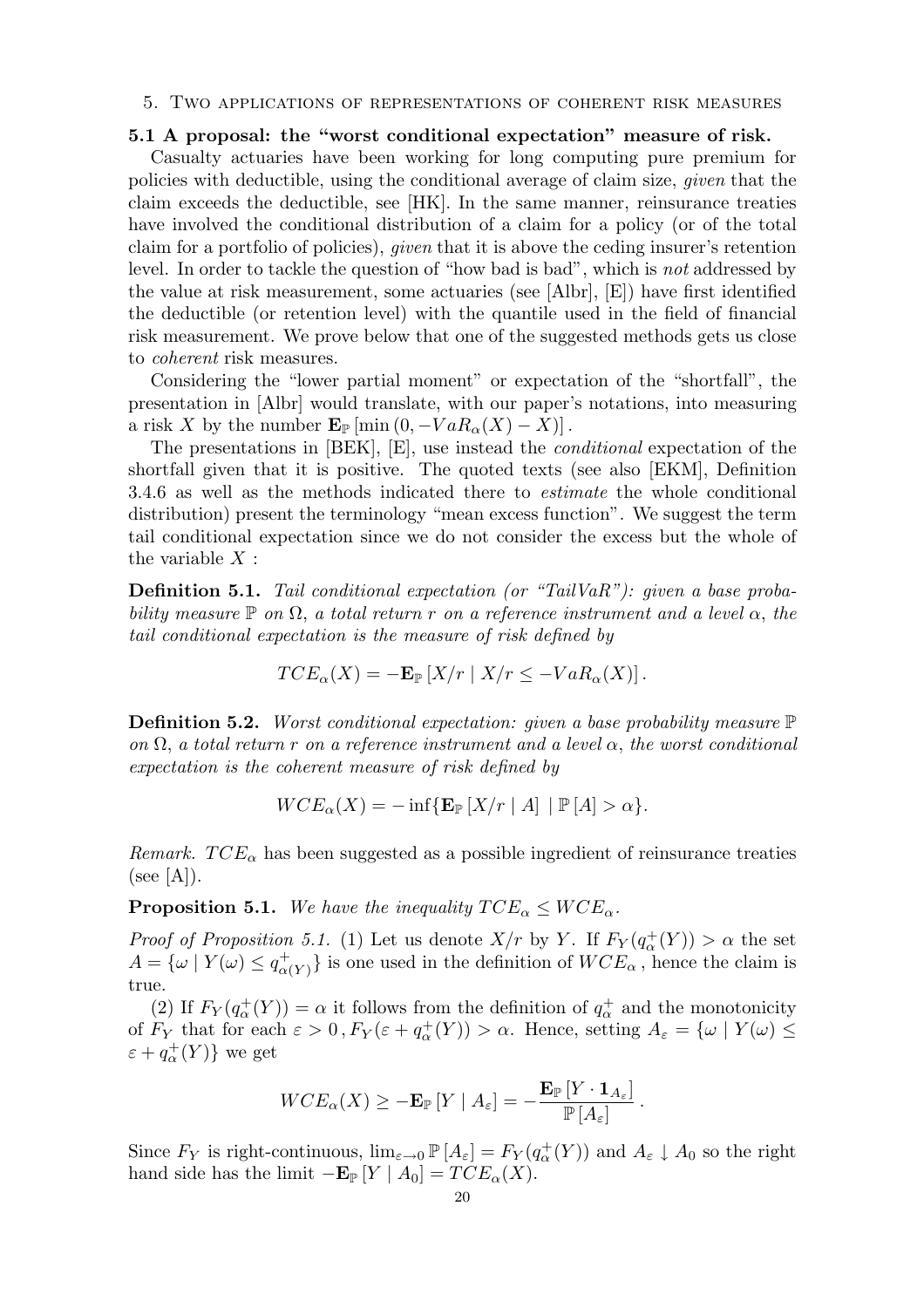## 5. Two applications of representations of coherent risk measures

### 5.1 A proposal: the "worst conditional expectation" measure of risk.

Casualty actuaries have been working for long computing pure premium for policies with deductible, using the conditional average of claim size, *given* that the claim exceeds the deductible, see [HK]. In the same manner, reinsurance treaties have involved the conditional distribution of a claim for a policy (or of the total claim for a portfolio of policies), *given* that it is above the ceding insurer's retention level. In order to tackle the question of "how bad is bad", which is *not* addressed by the value at risk measurement, some actuaries (see [Albr], [E]) have first identified the deductible (or retention level) with the quantile used in the field of financial risk measurement. We prove below that one of the suggested methods gets us close to *coherent* risk measures.

Considering the "lower partial moment" or expectation of the "shortfall", the presentation in [Albr] would translate, with our paper's notations, into measuring a risk $X$ by the number $\mathbf{E}_{\mathbb{P}}\left[\min\left(0, -VaR_\alpha(X) - X\right)\right]$.

The presentations in [BEK], [E], use instead the *conditional* expectation of the shortfall given that it is positive. The quoted texts (see also [EKM], Definition 3.4.6 as well as the methods indicated there to *estimate* the whole conditional distribution) present the terminology "mean excess function". We suggest the term tail conditional expectation since we do not consider the excess but the whole of the variable $X$ :

**Definition 5.1.** *Tail conditional expectation (or "TailVaR"): given a base probability measure $\mathbb{P}$ on $\Omega$, a total return $r$ on a reference instrument and a level $\alpha$, the tail conditional expectation is the measure of risk defined by*

$$TCE_\alpha(X) = -\mathbf{E}_{\mathbb{P}}\left[X/r \mid X/r \leq -VaR_\alpha(X)\right].$$

**Definition 5.2.** *Worst conditional expectation: given a base probability measure $\mathbb{P}$ on $\Omega$, a total return $r$ on a reference instrument and a level $\alpha$, the worst conditional expectation is the coherent measure of risk defined by*

$$WCE_\alpha(X) = -\inf\{\mathbf{E}_{\mathbb{P}}\left[X/r \mid A\right] \mid \mathbb{P}\left[A\right] > \alpha\}.$$

*Remark.* $TCE_\alpha$ has been suggested as a possible ingredient of reinsurance treaties (see [A]).

**Proposition 5.1.** *We have the inequality $TCE_\alpha \leq WCE_\alpha$.*

*Proof of Proposition 5.1.* (1) Let us denote $X/r$ by $Y$. If $F_Y(q_\alpha^+(Y)) > \alpha$ the set $A = \{\omega \mid Y(\omega) \leq q^+_{\alpha(Y)}\}$ is one used in the definition of $WCE_\alpha$, hence the claim is true.

(2) If $F_Y(q_\alpha^+(Y)) = \alpha$ it follows from the definition of $q_\alpha^+$ and the monotonicity of $F_Y$ that for each $\varepsilon > 0$, $F_Y(\varepsilon + q_\alpha^+(Y)) > \alpha$. Hence, setting $A_\varepsilon = \{\omega \mid Y(\omega) \leq \varepsilon + q_\alpha^+(Y)\}$ we get

$$WCE_\alpha(X) \geq -\mathbf{E}_{\mathbb{P}}\left[Y \mid A_\varepsilon\right] = -\frac{\mathbf{E}_{\mathbb{P}}\left[Y \cdot \mathbf{1}_{A_\varepsilon}\right]}{\mathbb{P}\left[A_\varepsilon\right]}.$$

Since $F_Y$ is right-continuous, $\lim_{\varepsilon \to 0} \mathbb{P}\left[A_\varepsilon\right] = F_Y(q_\alpha^+(Y))$ and $A_\varepsilon \downarrow A_0$ so the right hand side has the limit $-\mathbf{E}_{\mathbb{P}}\left[Y \mid A_0\right] = TCE_\alpha(X)$.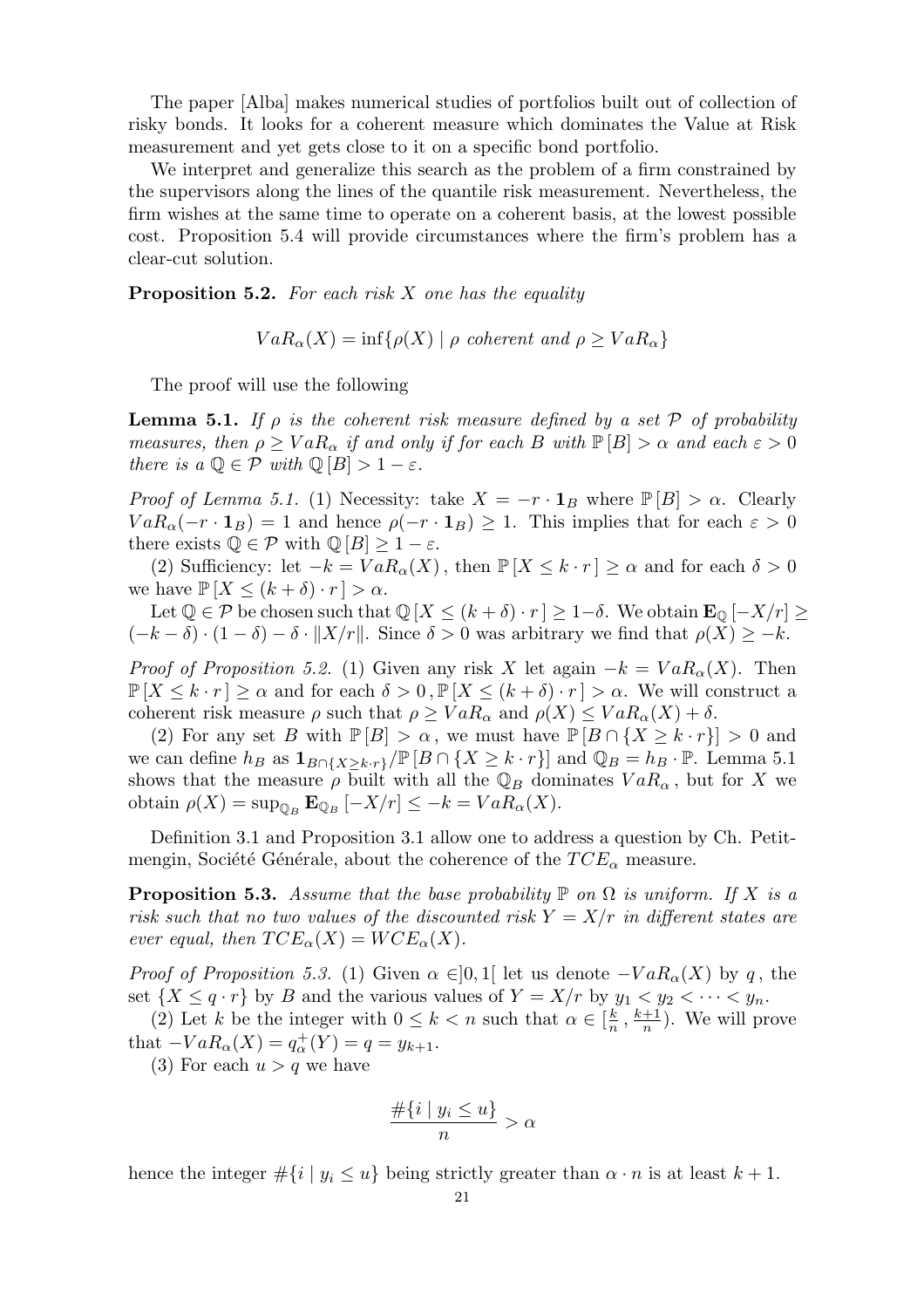The paper [Alba] makes numerical studies of portfolios built out of collection of risky bonds. It looks for a coherent measure which dominates the Value at Risk measurement and yet gets close to it on a specific bond portfolio.

We interpret and generalize this search as the problem of a firm constrained by the supervisors along the lines of the quantile risk measurement. Nevertheless, the firm wishes at the same time to operate on a coherent basis, at the lowest possible cost. Proposition 5.4 will provide circumstances where the firm's problem has a clear-cut solution.

**Proposition 5.2.** *For each risk $X$ one has the equality*

$$VaR_\alpha(X) = \inf\{\rho(X) \mid \rho \text{ coherent and } \rho \geq VaR_\alpha\}$$

The proof will use the following

**Lemma 5.1.** *If $\rho$ is the coherent risk measure defined by a set $\mathcal{P}$ of probability measures, then $\rho \geq VaR_\alpha$ if and only if for each $B$ with $\mathbb{P}[B] > \alpha$ and each $\varepsilon > 0$ there is a $\mathbb{Q} \in \mathcal{P}$ with $\mathbb{Q}[B] > 1 - \varepsilon$.*

*Proof of Lemma 5.1.* (1) Necessity: take $X = -r \cdot \mathbf{1}_B$ where $\mathbb{P}[B] > \alpha$. Clearly $VaR_\alpha(-r \cdot \mathbf{1}_B) = 1$ and hence $\rho(-r \cdot \mathbf{1}_B) \geq 1$. This implies that for each $\varepsilon > 0$ there exists $\mathbb{Q} \in \mathcal{P}$ with $\mathbb{Q}[B] \geq 1 - \varepsilon$.

(2) Sufficiency: let $-k = VaR_\alpha(X)$, then $\mathbb{P}[X \leq k \cdot r] \geq \alpha$ and for each $\delta > 0$ we have $\mathbb{P}[X \leq (k + \delta) \cdot r] > \alpha$.

Let $\mathbb{Q} \in \mathcal{P}$ be chosen such that $\mathbb{Q}[X \leq (k + \delta) \cdot r] \geq 1 - \delta$. We obtain $\mathbf{E}_\mathbb{Q}[-X/r] \geq (-k - \delta) \cdot (1 - \delta) - \delta \cdot \|X/r\|$. Since $\delta > 0$ was arbitrary we find that $\rho(X) \geq -k$.

*Proof of Proposition 5.2.* (1) Given any risk $X$ let again $-k = VaR_\alpha(X)$. Then $\mathbb{P}[X \leq k \cdot r] \geq \alpha$ and for each $\delta > 0, \mathbb{P}[X \leq (k + \delta) \cdot r] > \alpha$. We will construct a coherent risk measure $\rho$ such that $\rho \geq VaR_\alpha$ and $\rho(X) \leq VaR_\alpha(X) + \delta$.

(2) For any set $B$ with $\mathbb{P}[B] > \alpha$, we must have $\mathbb{P}[B \cap \{X \geq k \cdot r\}] > 0$ and we can define $h_B$ as $\mathbf{1}_{B \cap \{X \geq k \cdot r\}} / \mathbb{P}[B \cap \{X \geq k \cdot r\}]$ and $\mathbb{Q}_B = h_B \cdot \mathbb{P}$. Lemma 5.1 shows that the measure $\rho$ built with all the $\mathbb{Q}_B$ dominates $VaR_\alpha$, but for $X$ we obtain $\rho(X) = \sup_{\mathbb{Q}_B} \mathbf{E}_{\mathbb{Q}_B}[-X/r] \leq -k = VaR_\alpha(X)$.

Definition 3.1 and Proposition 3.1 allow one to address a question by Ch. Petitmengin, Société Générale, about the coherence of the $TCE_\alpha$ measure.

**Proposition 5.3.** *Assume that the base probability $\mathbb{P}$ on $\Omega$ is uniform. If $X$ is a risk such that no two values of the discounted risk $Y = X/r$ in different states are ever equal, then $TCE_\alpha(X) = WCE_\alpha(X)$.*

*Proof of Proposition 5.3.* (1) Given $\alpha \in ]0, 1[$ let us denote $-VaR_\alpha(X)$ by $q$, the set $\{X \leq q \cdot r\}$ by $B$ and the various values of $Y = X/r$ by $y_1 < y_2 < \cdots < y_n$.

(2) Let $k$ be the integer with $0 \leq k < n$ such that $\alpha \in [\frac{k}{n}, \frac{k+1}{n})$. We will prove that $-VaR_\alpha(X) = q^+_\alpha(Y) = q = y_{k+1}$.

(3) For each $u > q$ we have

$$\frac{\#\{i \mid y_i \leq u\}}{n} > \alpha$$

hence the integer $\#\{i \mid y_i \leq u\}$ being strictly greater than $\alpha \cdot n$ is at least $k + 1$.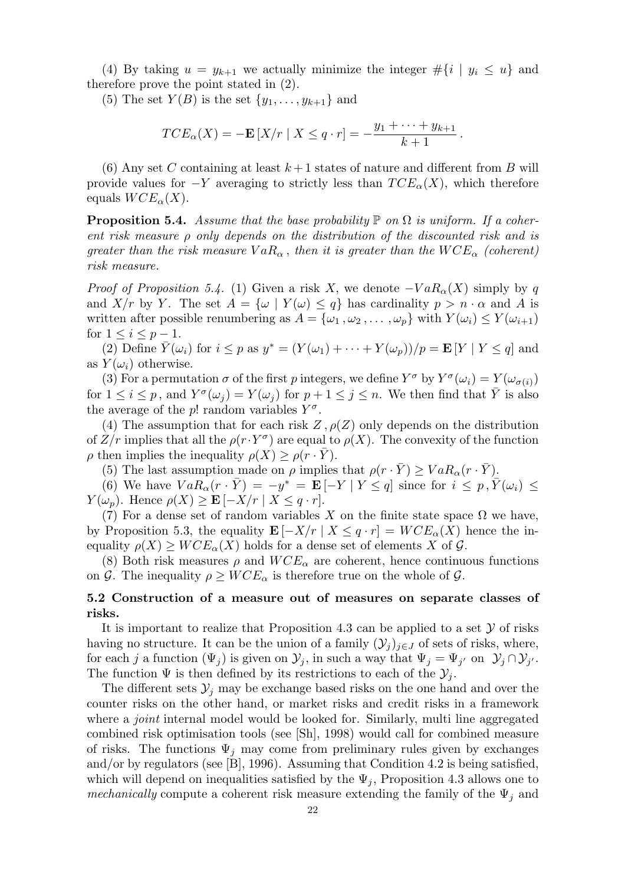(4) By taking $u = y_{k+1}$ we actually minimize the integer $\#\{i \mid y_i \leq u\}$ and therefore prove the point stated in (2).

(5) The set $Y(B)$ is the set $\{y_1, \ldots, y_{k+1}\}$ and

$$TCE_\alpha(X) = -\mathbf{E}\left[X/r \mid X \leq q \cdot r\right] = -\frac{y_1 + \cdots + y_{k+1}}{k+1}\,.$$

(6) Any set $C$ containing at least $k+1$ states of nature and different from $B$ will provide values for $-Y$ averaging to strictly less than $TCE_\alpha(X)$, which therefore equals $WCE_\alpha(X)$.

**Proposition 5.4.** *Assume that the base probability $\mathbb{P}$ on $\Omega$ is uniform. If a coherent risk measure $\rho$ only depends on the distribution of the discounted risk and is greater than the risk measure $VaR_\alpha$, then it is greater than the $WCE_\alpha$ (coherent) risk measure.*

*Proof of Proposition 5.4.* (1) Given a risk $X$, we denote $-VaR_\alpha(X)$ simply by $q$ and $X/r$ by $Y$. The set $A = \{\omega \mid Y(\omega) \leq q\}$ has cardinality $p > n \cdot \alpha$ and $A$ is written after possible renumbering as $A = \{\omega_1, \omega_2, \ldots, \omega_p\}$ with $Y(\omega_i) \leq Y(\omega_{i+1})$ for $1 \leq i \leq p-1$.

(2) Define $\bar{Y}(\omega_i)$ for $i \leq p$ as $y^* = (Y(\omega_1) + \cdots + Y(\omega_p))/p = \mathbf{E}\left[Y \mid Y \leq q\right]$ and as $Y(\omega_i)$ otherwise.

(3) For a permutation $\sigma$ of the first $p$ integers, we define $Y^\sigma$ by $Y^\sigma(\omega_i) = Y(\omega_{\sigma(i)})$ for $1 \leq i \leq p$, and $Y^\sigma(\omega_j) = Y(\omega_j)$ for $p+1 \leq j \leq n$. We then find that $\bar{Y}$ is also the average of the $p!$ random variables $Y^\sigma$.

(4) The assumption that for each risk $Z$, $\rho(Z)$ only depends on the distribution of $Z/r$ implies that all the $\rho(r \cdot Y^\sigma)$ are equal to $\rho(X)$. The convexity of the function $\rho$ then implies the inequality $\rho(X) \geq \rho(r \cdot \bar{Y})$.

(5) The last assumption made on $\rho$ implies that $\rho(r \cdot \bar{Y}) \geq VaR_\alpha(r \cdot \bar{Y})$.

(6) We have $VaR_\alpha(r \cdot \bar{Y}) = -y^* = \mathbf{E}\left[-Y \mid Y \leq q\right]$ since for $i \leq p$, $\bar{Y}(\omega_i) \leq Y(\omega_p)$. Hence $\rho(X) \geq \mathbf{E}\left[-X/r \mid X \leq q \cdot r\right]$.

(7) For a dense set of random variables $X$ on the finite state space $\Omega$ we have, by Proposition 5.3, the equality $\mathbf{E}\left[-X/r \mid X \leq q \cdot r\right] = WCE_\alpha(X)$ hence the inequality $\rho(X) \geq WCE_\alpha(X)$ holds for a dense set of elements $X$ of $\mathcal{G}$.

(8) Both risk measures $\rho$ and $WCE_\alpha$ are coherent, hence continuous functions on $\mathcal{G}$. The inequality $\rho \geq WCE_\alpha$ is therefore true on the whole of $\mathcal{G}$.

### 5.2 Construction of a measure out of measures on separate classes of risks.

It is important to realize that Proposition 4.3 can be applied to a set $\mathcal{Y}$ of risks having no structure. It can be the union of a family $(\mathcal{Y}_j)_{j \in J}$ of sets of risks, where, for each $j$ a function $(\Psi_j)$ is given on $\mathcal{Y}_j$, in such a way that $\Psi_j = \Psi_{j'}$ on $\mathcal{Y}_j \cap \mathcal{Y}_{j'}$. The function $\Psi$ is then defined by its restrictions to each of the $\mathcal{Y}_j$.

The different sets $\mathcal{Y}_j$ may be exchange based risks on the one hand and over the counter risks on the other hand, or market risks and credit risks in a framework where a *joint* internal model would be looked for. Similarly, multi line aggregated combined risk optimisation tools (see [Sh], 1998) would call for combined measure of risks. The functions $\Psi_j$ may come from preliminary rules given by exchanges and/or by regulators (see [B], 1996). Assuming that Condition 4.2 is being satisfied, which will depend on inequalities satisfied by the $\Psi_j$, Proposition 4.3 allows one to *mechanically* compute a coherent risk measure extending the family of the $\Psi_j$ and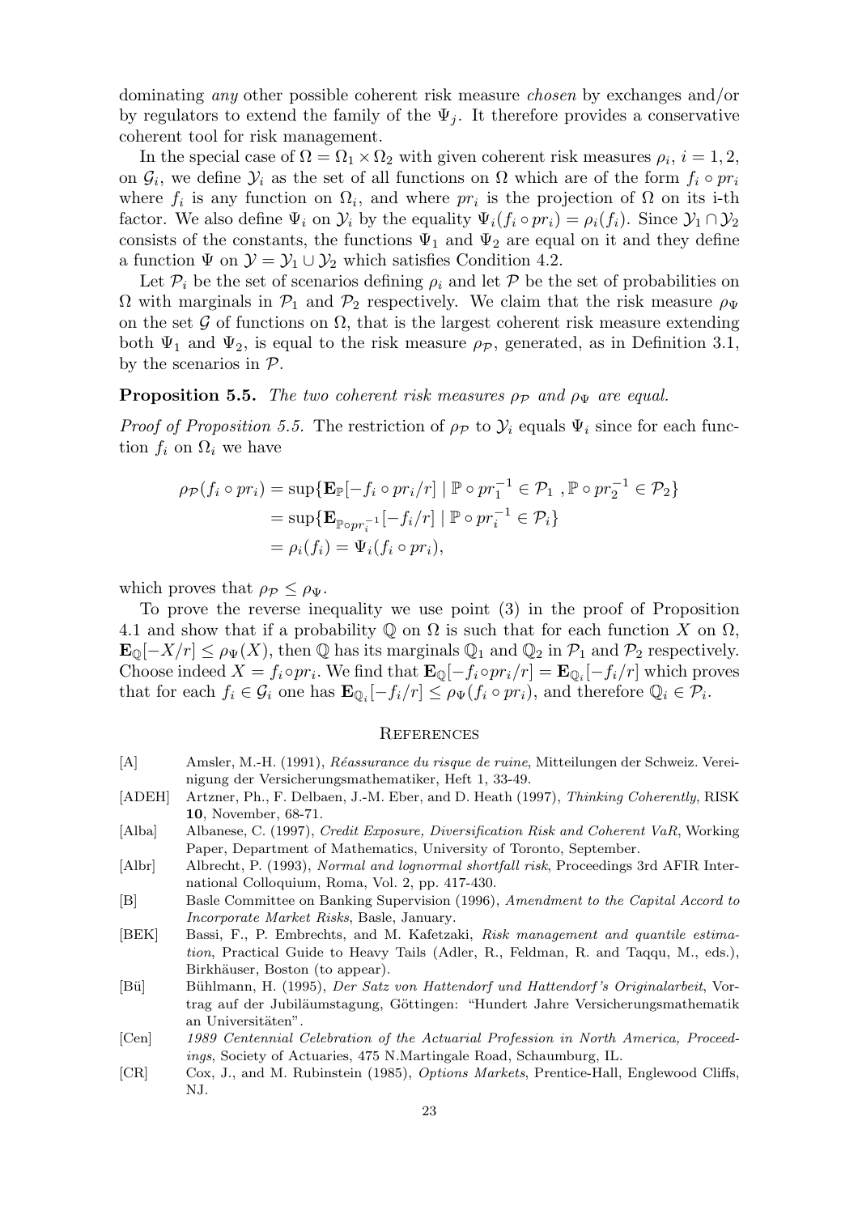dominating *any* other possible coherent risk measure *chosen* by exchanges and/or by regulators to extend the family of the $\Psi_j$. It therefore provides a conservative coherent tool for risk management.

In the special case of $\Omega = \Omega_1 \times \Omega_2$ with given coherent risk measures $\rho_i$, $i = 1, 2$, on $\mathcal{G}_i$, we define $\mathcal{Y}_i$ as the set of all functions on $\Omega$ which are of the form $f_i \circ pr_i$ where $f_i$ is any function on $\Omega_i$, and where $pr_i$ is the projection of $\Omega$ on its i-th factor. We also define $\Psi_i$ on $\mathcal{Y}_i$ by the equality $\Psi_i(f_i \circ pr_i) = \rho_i(f_i)$. Since $\mathcal{Y}_1 \cap \mathcal{Y}_2$ consists of the constants, the functions $\Psi_1$ and $\Psi_2$ are equal on it and they define a function $\Psi$ on $\mathcal{Y} = \mathcal{Y}_1 \cup \mathcal{Y}_2$ which satisfies Condition 4.2.

Let $\mathcal{P}_i$ be the set of scenarios defining $\rho_i$ and let $\mathcal{P}$ be the set of probabilities on $\Omega$ with marginals in $\mathcal{P}_1$ and $\mathcal{P}_2$ respectively. We claim that the risk measure $\rho_\Psi$ on the set $\mathcal{G}$ of functions on $\Omega$, that is the largest coherent risk measure extending both $\Psi_1$ and $\Psi_2$, is equal to the risk measure $\rho_\mathcal{P}$, generated, as in Definition 3.1, by the scenarios in $\mathcal{P}$.

**Proposition 5.5.** *The two coherent risk measures $\rho_\mathcal{P}$ and $\rho_\Psi$ are equal.*

*Proof of Proposition 5.5.* The restriction of $\rho_\mathcal{P}$ to $\mathcal{Y}_i$ equals $\Psi_i$ since for each function $f_i$ on $\Omega_i$ we have

$$\begin{aligned}
\rho_\mathcal{P}(f_i \circ pr_i) &= \sup\{\mathbf{E}_\mathbb{P}[-f_i \circ pr_i/r] \mid \mathbb{P} \circ pr_1^{-1} \in \mathcal{P}_1 \ , \mathbb{P} \circ pr_2^{-1} \in \mathcal{P}_2\} \\
&= \sup\{\mathbf{E}_{\mathbb{P}\circ pr_i^{-1}}[-f_i/r] \mid \mathbb{P} \circ pr_i^{-1} \in \mathcal{P}_i\} \\
&= \rho_i(f_i) = \Psi_i(f_i \circ pr_i),
\end{aligned}$$

which proves that $\rho_\mathcal{P} \leq \rho_\Psi$.

To prove the reverse inequality we use point (3) in the proof of Proposition 4.1 and show that if a probability $\mathbb{Q}$ on $\Omega$ is such that for each function $X$ on $\Omega$, $\mathbf{E}_\mathbb{Q}[-X/r] \leq \rho_\Psi(X)$, then $\mathbb{Q}$ has its marginals $\mathbb{Q}_1$ and $\mathbb{Q}_2$ in $\mathcal{P}_1$ and $\mathcal{P}_2$ respectively. Choose indeed $X = f_i \circ pr_i$. We find that $\mathbf{E}_\mathbb{Q}[-f_i \circ pr_i/r] = \mathbf{E}_{\mathbb{Q}_i}[-f_i/r]$ which proves that for each $f_i \in \mathcal{G}_i$ one has $\mathbf{E}_{\mathbb{Q}_i}[-f_i/r] \leq \rho_\Psi(f_i \circ pr_i)$, and therefore $\mathbb{Q}_i \in \mathcal{P}_i$.

## References

- [A] Amsler, M.-H. (1991), *Réassurance du risque de ruine*, Mitteilungen der Schweiz. Vereinigung der Versicherungsmathematiker, Heft 1, 33-49.
- [ADEH] Artzner, Ph., F. Delbaen, J.-M. Eber, and D. Heath (1997), *Thinking Coherently*, RISK **10**, November, 68-71.
- [Alba] Albanese, C. (1997), *Credit Exposure, Diversification Risk and Coherent VaR*, Working Paper, Department of Mathematics, University of Toronto, September.
- [Albr] Albrecht, P. (1993), *Normal and lognormal shortfall risk*, Proceedings 3rd AFIR International Colloquium, Roma, Vol. 2, pp. 417-430.
- [B] Basle Committee on Banking Supervision (1996), *Amendment to the Capital Accord to Incorporate Market Risks*, Basle, January.
- [BEK] Bassi, F., P. Embrechts, and M. Kafetzaki, *Risk management and quantile estimation*, Practical Guide to Heavy Tails (Adler, R., Feldman, R. and Taqqu, M., eds.), Birkhäuser, Boston (to appear).
- [Bü] Bühlmann, H. (1995), *Der Satz von Hattendorf und Hattendorf's Originalarbeit*, Vortrag auf der Jubiläumstagung, Göttingen: "Hundert Jahre Versicherungsmathematik an Universitäten".
- [Cen] *1989 Centennial Celebration of the Actuarial Profession in North America, Proceedings*, Society of Actuaries, 475 N.Martingale Road, Schaumburg, IL.
- [CR] Cox, J., and M. Rubinstein (1985), *Options Markets*, Prentice-Hall, Englewood Cliffs, NJ.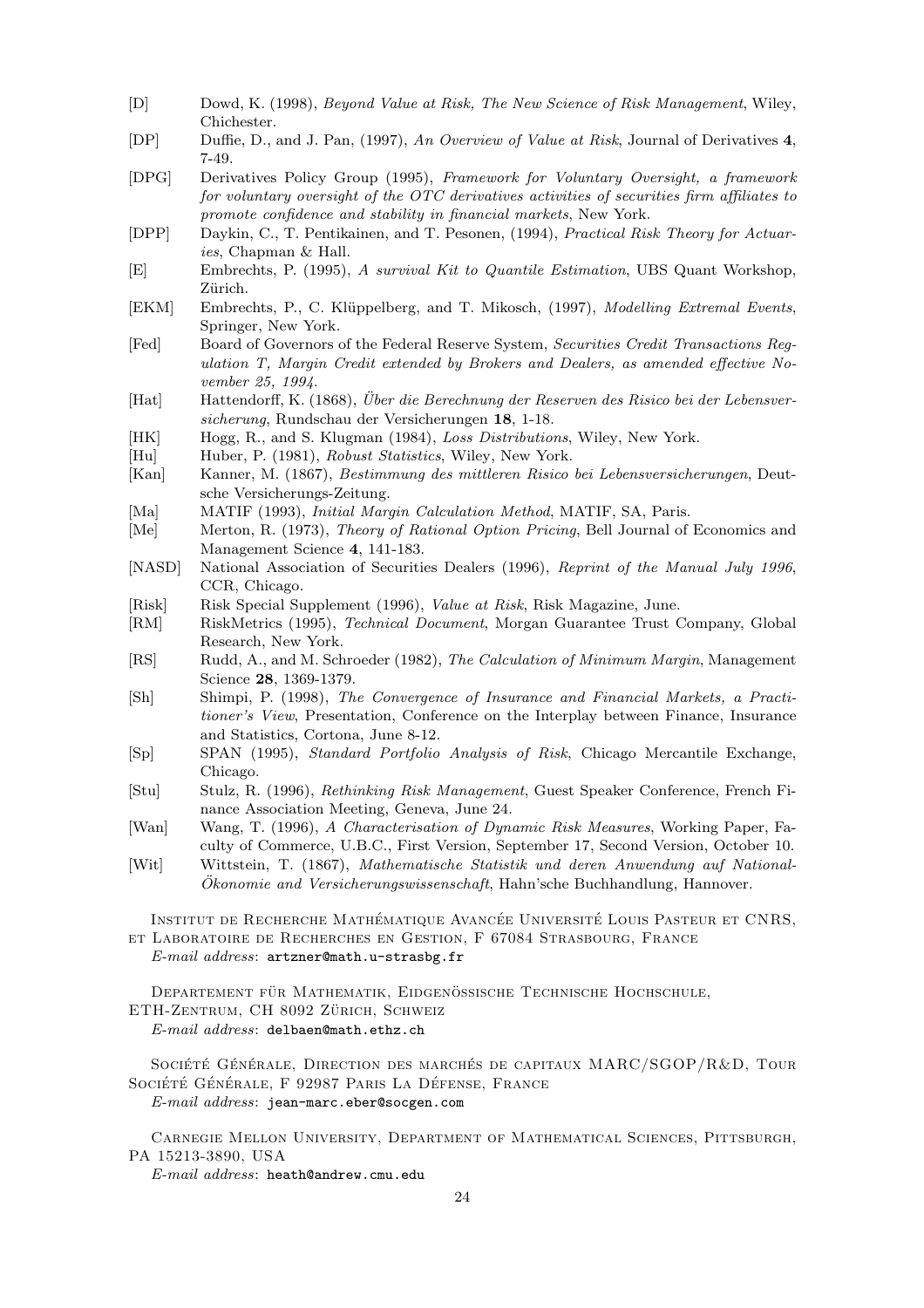[D] Dowd, K. (1998), *Beyond Value at Risk, The New Science of Risk Management*, Wiley, Chichester.

[DP] Duffie, D., and J. Pan, (1997), *An Overview of Value at Risk*, Journal of Derivatives **4**, 7-49.

[DPG] Derivatives Policy Group (1995), *Framework for Voluntary Oversight, a framework for voluntary oversight of the OTC derivatives activities of securities firm affiliates to promote confidence and stability in financial markets*, New York.

[DPP] Daykin, C., T. Pentikainen, and T. Pesonen, (1994), *Practical Risk Theory for Actuaries*, Chapman & Hall.

[E] Embrechts, P. (1995), *A survival Kit to Quantile Estimation*, UBS Quant Workshop, Zürich.

[EKM] Embrechts, P., C. Klüppelberg, and T. Mikosch, (1997), *Modelling Extremal Events*, Springer, New York.

[Fed] Board of Governors of the Federal Reserve System, *Securities Credit Transactions Regulation T, Margin Credit extended by Brokers and Dealers, as amended effective November 25, 1994*.

[Hat] Hattendorff, K. (1868), *Über die Berechnung der Reserven des Risico bei der Lebensversicherung*, Rundschau der Versicherungen **18**, 1-18.

[HK] Hogg, R., and S. Klugman (1984), *Loss Distributions*, Wiley, New York.

[Hu] Huber, P. (1981), *Robust Statistics*, Wiley, New York.

[Kan] Kanner, M. (1867), *Bestimmung des mittleren Risico bei Lebensversicherungen*, Deutsche Versicherungs-Zeitung.

[Ma] MATIF (1993), *Initial Margin Calculation Method*, MATIF, SA, Paris.

[Me] Merton, R. (1973), *Theory of Rational Option Pricing*, Bell Journal of Economics and Management Science **4**, 141-183.

[NASD] National Association of Securities Dealers (1996), *Reprint of the Manual July 1996*, CCR, Chicago.

[Risk] Risk Special Supplement (1996), *Value at Risk*, Risk Magazine, June.

[RM] RiskMetrics (1995), *Technical Document*, Morgan Guarantee Trust Company, Global Research, New York.

[RS] Rudd, A., and M. Schroeder (1982), *The Calculation of Minimum Margin*, Management Science **28**, 1369-1379.

[Sh] Shimpi, P. (1998), *The Convergence of Insurance and Financial Markets, a Practitioner's View*, Presentation, Conference on the Interplay between Finance, Insurance and Statistics, Cortona, June 8-12.

[Sp] SPAN (1995), *Standard Portfolio Analysis of Risk*, Chicago Mercantile Exchange, Chicago.

[Stu] Stulz, R. (1996), *Rethinking Risk Management*, Guest Speaker Conference, French Finance Association Meeting, Geneva, June 24.

[Wan] Wang, T. (1996), *A Characterisation of Dynamic Risk Measures*, Working Paper, Faculty of Commerce, U.B.C., First Version, September 17, Second Version, October 10.

[Wit] Wittstein, T. (1867), *Mathematische Statistik und deren Anwendung auf National-Ökonomie and Versicherungswissenschaft*, Hahn'sche Buchhandlung, Hannover.

Institut de Recherche Mathématique Avancée Université Louis Pasteur et CNRS, et Laboratoire de Recherches en Gestion, F 67084 Strasbourg, France
*E-mail address*: artzner@math.u-strasbg.fr

Departement für Mathematik, Eidgenössische Technische Hochschule, ETH-Zentrum, CH 8092 Zürich, Schweiz
*E-mail address*: delbaen@math.ethz.ch

Société Générale, Direction des marchés de capitaux MARC/SGOP/R&D, Tour Société Générale, F 92987 Paris La Défense, France
*E-mail address*: jean-marc.eber@socgen.com

Carnegie Mellon University, Department of Mathematical Sciences, Pittsburgh, PA 15213-3890, USA
*E-mail address*: heath@andrew.cmu.edu